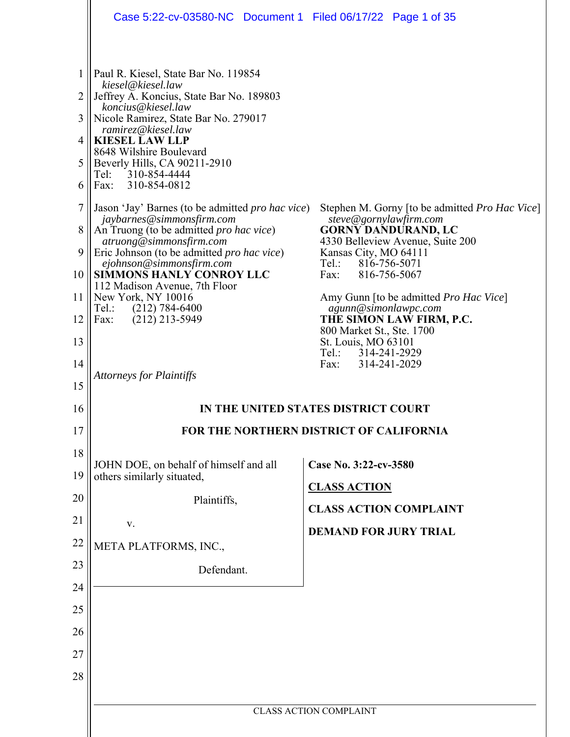Paul R. Kiesel, State Bar No. 119854
*kiesel@kiesel.law*
Jeffrey A. Koncius, State Bar No. 189803
*koncius@kiesel.law*
Nicole Ramirez, State Bar No. 279017
*ramirez@kiesel.law*
**KIESEL LAW LLP**
8648 Wilshire Boulevard
Beverly Hills, CA 90211-2910
Tel: 310-854-4444
Fax: 310-854-0812

Jason 'Jay' Barnes (to be admitted *pro hac vice*)
*jaybarnes@simmonsfirm.com*
An Truong (to be admitted *pro hac vice*)
*atruong@simmonsfirm.com*
Eric Johnson (to be admitted *pro hac vice*)
*ejohnson@simmonsfirm.com*
**SIMMONS HANLY CONROY LLC**
112 Madison Avenue, 7th Floor
New York, NY 10016
Tel.: (212) 784-6400
Fax: (212) 213-5949

Stephen M. Gorny [to be admitted *Pro Hac Vice*]
*steve@gornylawfirm.com*
**GORNY DANDURAND, LC**
4330 Belleview Avenue, Suite 200
Kansas City, MO 64111
Tel.: 816-756-5071
Fax: 816-756-5067

Amy Gunn [to be admitted *Pro Hac Vice*]
*agunn@simonlawpc.com*
**THE SIMON LAW FIRM, P.C.**
800 Market St., Ste. 1700
St. Louis, MO 63101
Tel.: 314-241-2929
Fax: 314-241-2029

*Attorneys for Plaintiffs*

**IN THE UNITED STATES DISTRICT COURT**

**FOR THE NORTHERN DISTRICT OF CALIFORNIA**

JOHN DOE, on behalf of himself and all others similarly situated,

Plaintiffs,

v.

META PLATFORMS, INC.,

Defendant.

**Case No. 3:22-cv-3580**

**CLASS ACTION**

**CLASS ACTION COMPLAINT**

**DEMAND FOR JURY TRIAL**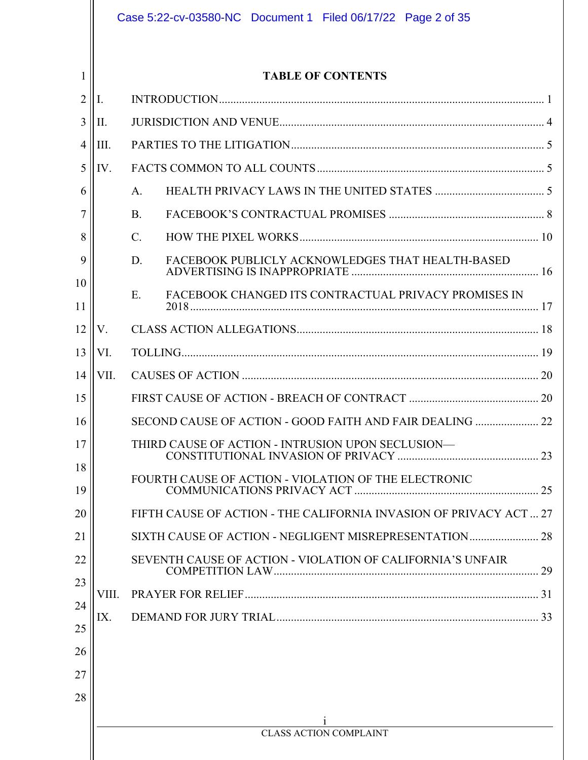# TABLE OF CONTENTS

I. INTRODUCTION ........................................ 1

II. JURISDICTION AND VENUE ........................................ 4

III. PARTIES TO THE LITIGATION ........................................ 5

IV. FACTS COMMON TO ALL COUNTS ........................................ 5

- A. HEALTH PRIVACY LAWS IN THE UNITED STATES ........................................ 5
- B. FACEBOOK'S CONTRACTUAL PROMISES ........................................ 8
- C. HOW THE PIXEL WORKS ........................................ 10
- D. FACEBOOK PUBLICLY ACKNOWLEDGES THAT HEALTH-BASED ADVERTISING IS INAPPROPRIATE ........................................ 16
- E. FACEBOOK CHANGED ITS CONTRACTUAL PRIVACY PROMISES IN 2018 ........................................ 17

V. CLASS ACTION ALLEGATIONS ........................................ 18

VI. TOLLING ........................................ 19

VII. CAUSES OF ACTION ........................................ 20

- FIRST CAUSE OF ACTION - BREACH OF CONTRACT ........................................ 20
- SECOND CAUSE OF ACTION - GOOD FAITH AND FAIR DEALING ........................................ 22
- THIRD CAUSE OF ACTION - INTRUSION UPON SECLUSION—CONSTITUTIONAL INVASION OF PRIVACY ........................................ 23
- FOURTH CAUSE OF ACTION - VIOLATION OF THE ELECTRONIC COMMUNICATIONS PRIVACY ACT ........................................ 25
- FIFTH CAUSE OF ACTION - THE CALIFORNIA INVASION OF PRIVACY ACT ... 27
- SIXTH CAUSE OF ACTION - NEGLIGENT MISREPRESENTATION ........................................ 28
- SEVENTH CAUSE OF ACTION - VIOLATION OF CALIFORNIA'S UNFAIR COMPETITION LAW ........................................ 29

VIII. PRAYER FOR RELIEF ........................................ 31

IX. DEMAND FOR JURY TRIAL ........................................ 33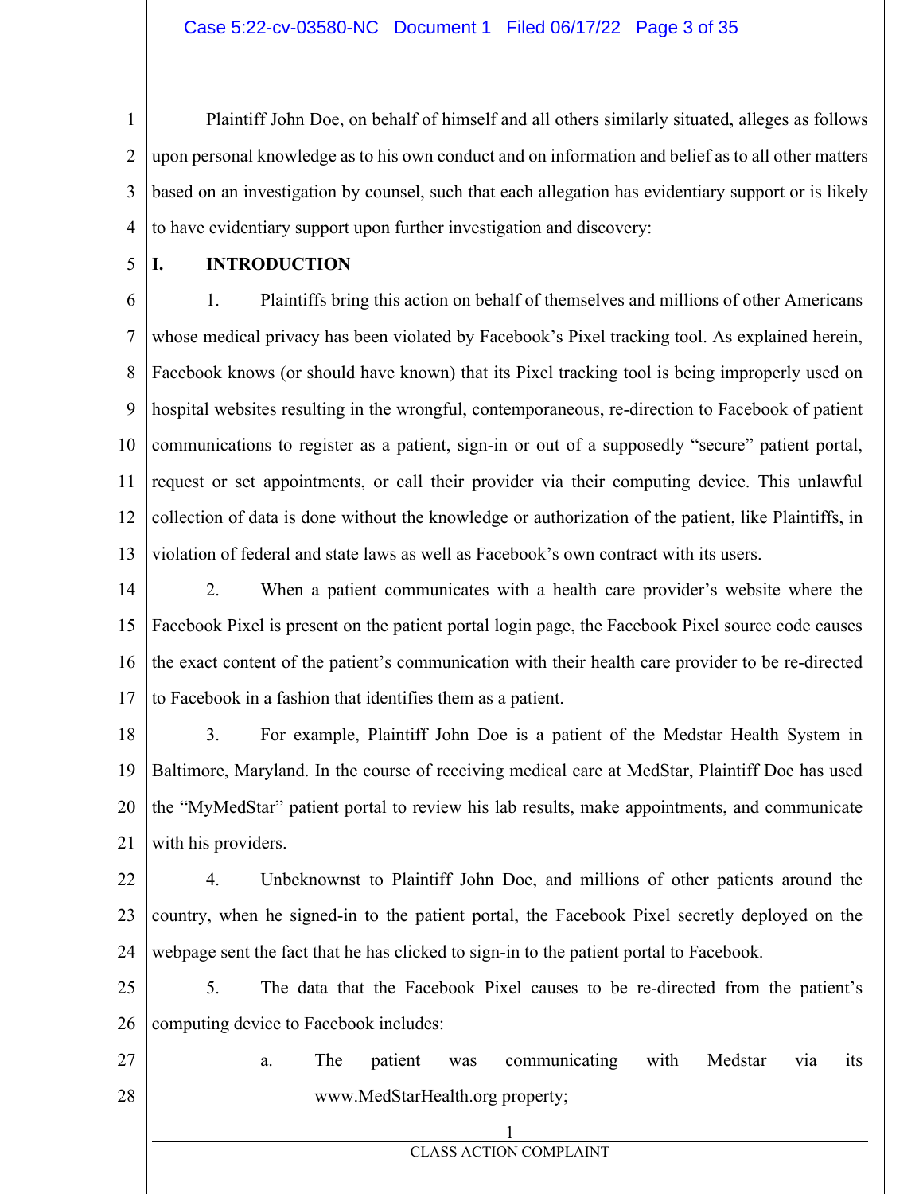Plaintiff John Doe, on behalf of himself and all others similarly situated, alleges as follows upon personal knowledge as to his own conduct and on information and belief as to all other matters based on an investigation by counsel, such that each allegation has evidentiary support or is likely to have evidentiary support upon further investigation and discovery:

## I. INTRODUCTION

1. Plaintiffs bring this action on behalf of themselves and millions of other Americans whose medical privacy has been violated by Facebook's Pixel tracking tool. As explained herein, Facebook knows (or should have known) that its Pixel tracking tool is being improperly used on hospital websites resulting in the wrongful, contemporaneous, re-direction to Facebook of patient communications to register as a patient, sign-in or out of a supposedly "secure" patient portal, request or set appointments, or call their provider via their computing device. This unlawful collection of data is done without the knowledge or authorization of the patient, like Plaintiffs, in violation of federal and state laws as well as Facebook's own contract with its users.

2. When a patient communicates with a health care provider's website where the Facebook Pixel is present on the patient portal login page, the Facebook Pixel source code causes the exact content of the patient's communication with their health care provider to be re-directed to Facebook in a fashion that identifies them as a patient.

3. For example, Plaintiff John Doe is a patient of the Medstar Health System in Baltimore, Maryland. In the course of receiving medical care at MedStar, Plaintiff Doe has used the "MyMedStar" patient portal to review his lab results, make appointments, and communicate with his providers.

4. Unbeknownst to Plaintiff John Doe, and millions of other patients around the country, when he signed-in to the patient portal, the Facebook Pixel secretly deployed on the webpage sent the fact that he has clicked to sign-in to the patient portal to Facebook.

5. The data that the Facebook Pixel causes to be re-directed from the patient's computing device to Facebook includes:

a. The patient was communicating with Medstar via its www.MedStarHealth.org property;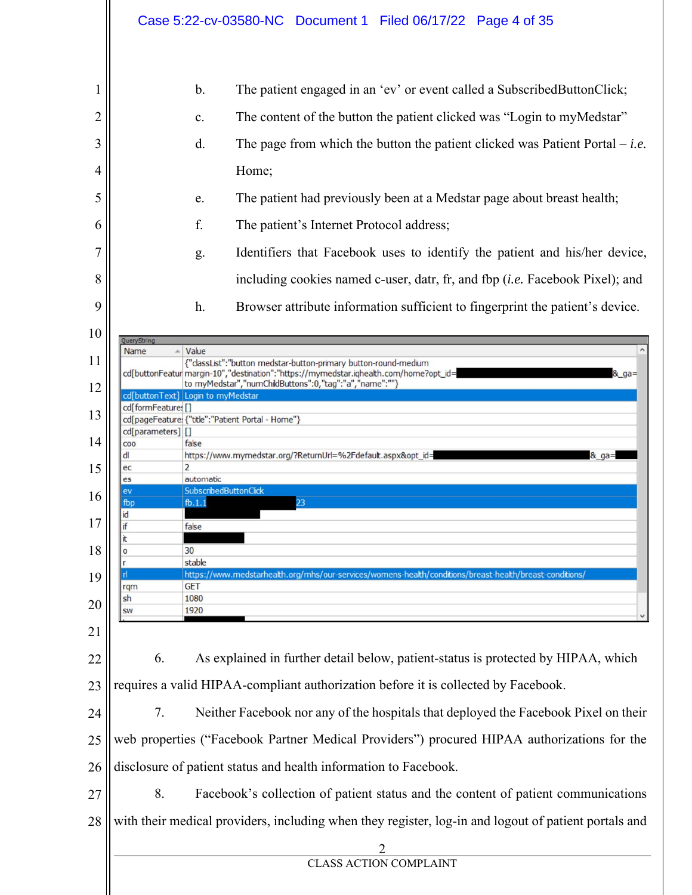b. The patient engaged in an 'ev' or event called a SubscribedButtonClick;

c. The content of the button the patient clicked was "Login to myMedstar"

d. The page from which the button the patient clicked was Patient Portal – *i.e.* Home;

e. The patient had previously been at a Medstar page about breast health;

f. The patient's Internet Protocol address;

g. Identifiers that Facebook uses to identify the patient and his/her device, including cookies named c-user, datr, fr, and fbp (*i.e.* Facebook Pixel); and

h. Browser attribute information sufficient to fingerprint the patient's device.

QueryString

| Name | Value |
|---|---|
| cd[buttonFeatur | {"classList":"button medstar-button-primary button-round-medium margin-10","destination":"https://mymedstar.iqhealth.com/home?opt_id=[REDACTED]&_ga= to myMedstar","numChildButtons":0,"tag":"a","name":""} |
| cd[buttonText] | Login to myMedstar |
| cd[formFeature: | [] |
| cd[pageFeature: | {"title":"Patient Portal - Home"} |
| cd[parameters] | [] |
| coo | false |
| dl | https://www.mymedstar.org/?ReturnUrl=%2Fdefault.aspx&opt_id=[REDACTED]&_ga=[REDACTED] |
| ec | 2 |
| es | automatic |
| ev | SubscribedButtonClick |
| fbp | fb.1.1[REDACTED]23 |
| id | [REDACTED] |
| if | false |
| it | [REDACTED] |
| o | 30 |
| r | stable |
| rl | https://www.medstarhealth.org/mhs/our-services/womens-health/conditions/breast-health/breast-conditions/ |
| rqm | GET |
| sh | 1080 |
| sw | 1920 |

6. As explained in further detail below, patient-status is protected by HIPAA, which requires a valid HIPAA-compliant authorization before it is collected by Facebook.

7. Neither Facebook nor any of the hospitals that deployed the Facebook Pixel on their web properties ("Facebook Partner Medical Providers") procured HIPAA authorizations for the disclosure of patient status and health information to Facebook.

8. Facebook's collection of patient status and the content of patient communications with their medical providers, including when they register, log-in and logout of patient portals and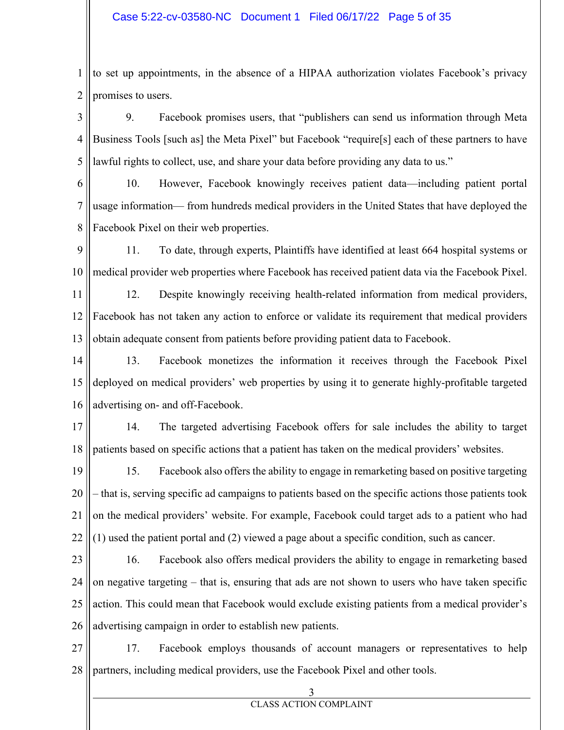to set up appointments, in the absence of a HIPAA authorization violates Facebook's privacy promises to users.

9. Facebook promises users, that "publishers can send us information through Meta Business Tools [such as] the Meta Pixel" but Facebook "require[s] each of these partners to have lawful rights to collect, use, and share your data before providing any data to us."

10. However, Facebook knowingly receives patient data—including patient portal usage information— from hundreds medical providers in the United States that have deployed the Facebook Pixel on their web properties.

11. To date, through experts, Plaintiffs have identified at least 664 hospital systems or medical provider web properties where Facebook has received patient data via the Facebook Pixel.

12. Despite knowingly receiving health-related information from medical providers, Facebook has not taken any action to enforce or validate its requirement that medical providers obtain adequate consent from patients before providing patient data to Facebook.

13. Facebook monetizes the information it receives through the Facebook Pixel deployed on medical providers' web properties by using it to generate highly-profitable targeted advertising on- and off-Facebook.

14. The targeted advertising Facebook offers for sale includes the ability to target patients based on specific actions that a patient has taken on the medical providers' websites.

15. Facebook also offers the ability to engage in remarketing based on positive targeting – that is, serving specific ad campaigns to patients based on the specific actions those patients took on the medical providers' website. For example, Facebook could target ads to a patient who had (1) used the patient portal and (2) viewed a page about a specific condition, such as cancer.

16. Facebook also offers medical providers the ability to engage in remarketing based on negative targeting – that is, ensuring that ads are not shown to users who have taken specific action. This could mean that Facebook would exclude existing patients from a medical provider's advertising campaign in order to establish new patients.

17. Facebook employs thousands of account managers or representatives to help partners, including medical providers, use the Facebook Pixel and other tools.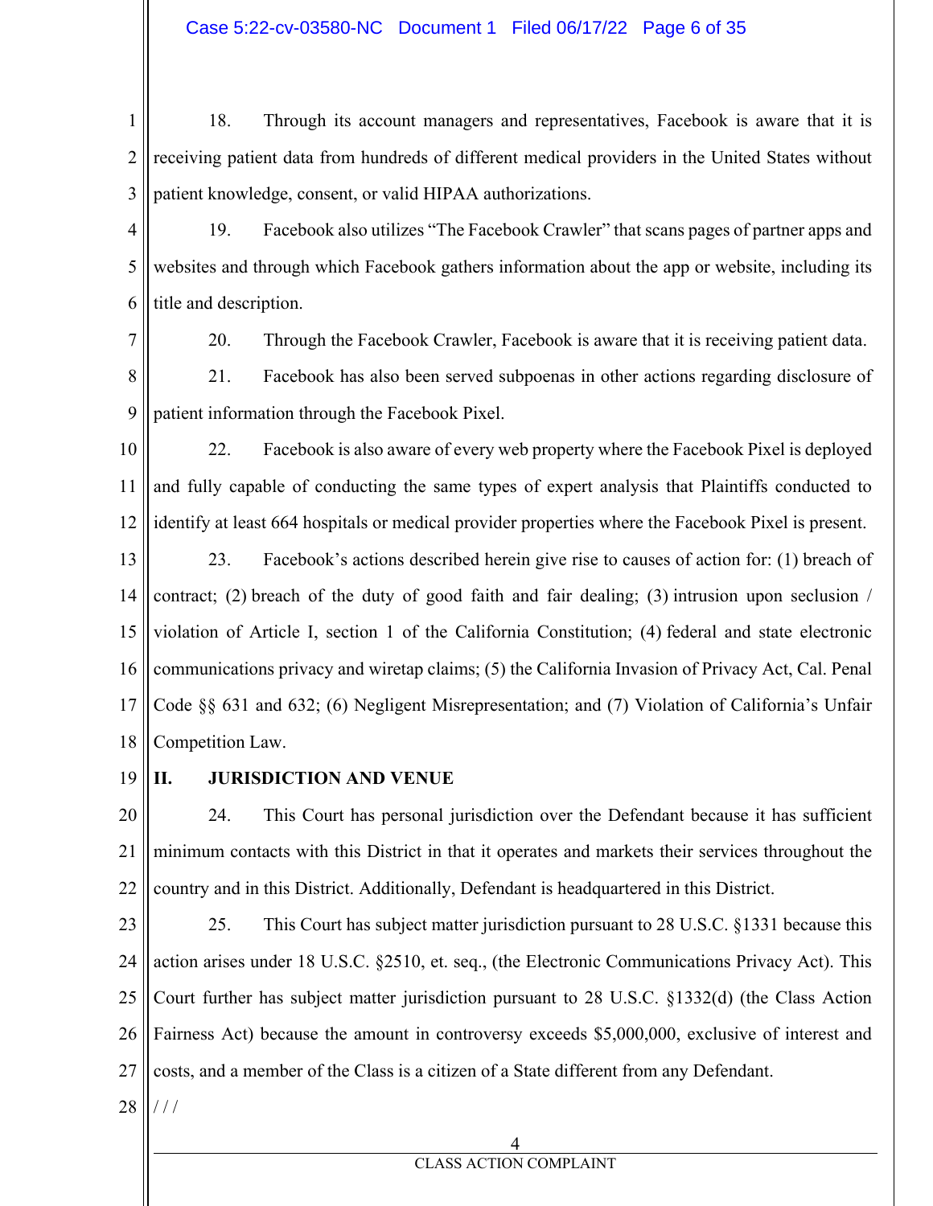18. Through its account managers and representatives, Facebook is aware that it is receiving patient data from hundreds of different medical providers in the United States without patient knowledge, consent, or valid HIPAA authorizations.

19. Facebook also utilizes "The Facebook Crawler" that scans pages of partner apps and websites and through which Facebook gathers information about the app or website, including its title and description.

20. Through the Facebook Crawler, Facebook is aware that it is receiving patient data.

21. Facebook has also been served subpoenas in other actions regarding disclosure of patient information through the Facebook Pixel.

22. Facebook is also aware of every web property where the Facebook Pixel is deployed and fully capable of conducting the same types of expert analysis that Plaintiffs conducted to identify at least 664 hospitals or medical provider properties where the Facebook Pixel is present.

23. Facebook's actions described herein give rise to causes of action for: (1) breach of contract; (2) breach of the duty of good faith and fair dealing; (3) intrusion upon seclusion / violation of Article I, section 1 of the California Constitution; (4) federal and state electronic communications privacy and wiretap claims; (5) the California Invasion of Privacy Act, Cal. Penal Code §§ 631 and 632; (6) Negligent Misrepresentation; and (7) Violation of California's Unfair Competition Law.

## II. JURISDICTION AND VENUE

24. This Court has personal jurisdiction over the Defendant because it has sufficient minimum contacts with this District in that it operates and markets their services throughout the country and in this District. Additionally, Defendant is headquartered in this District.

25. This Court has subject matter jurisdiction pursuant to 28 U.S.C. §1331 because this action arises under 18 U.S.C. §2510, et. seq., (the Electronic Communications Privacy Act). This Court further has subject matter jurisdiction pursuant to 28 U.S.C. §1332(d) (the Class Action Fairness Act) because the amount in controversy exceeds $5,000,000, exclusive of interest and costs, and a member of the Class is a citizen of a State different from any Defendant.

/ / /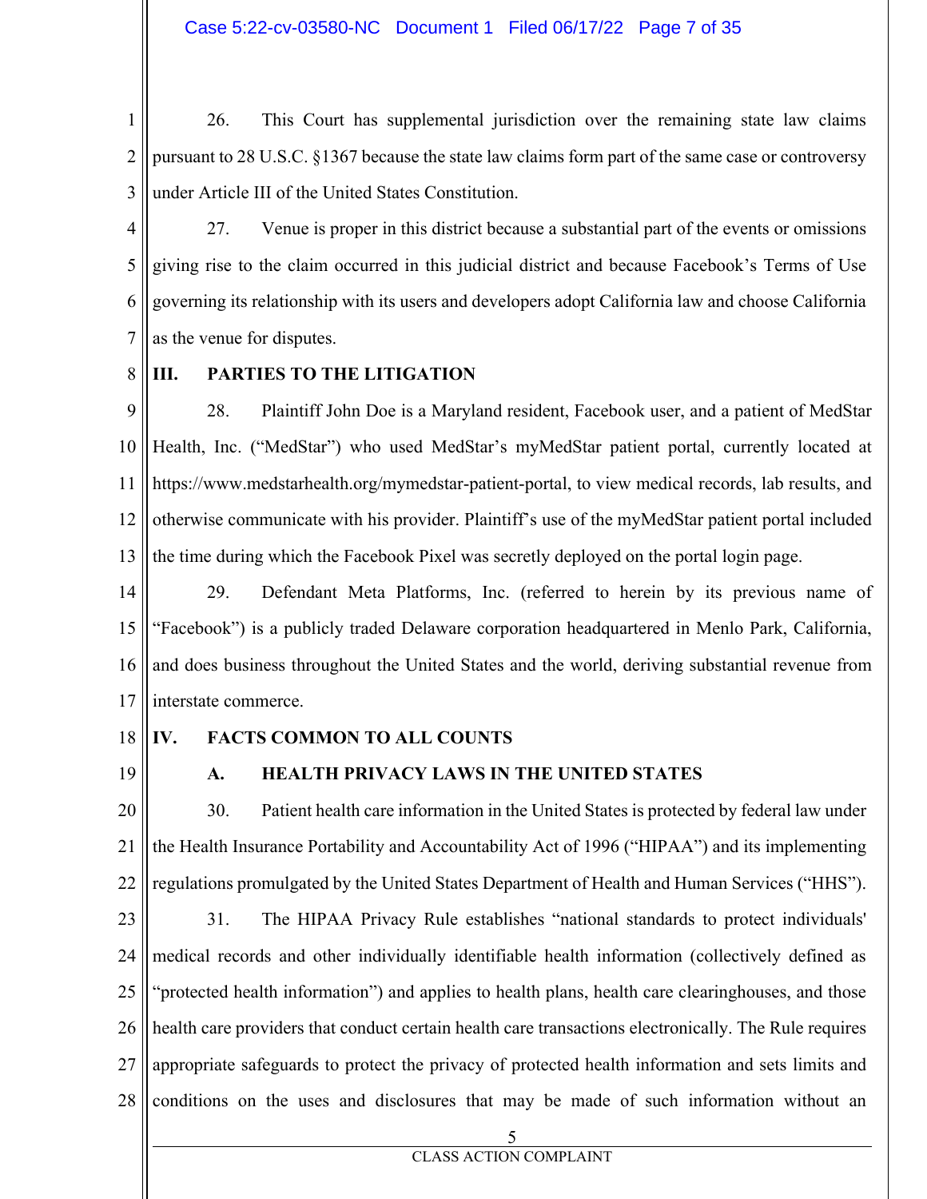26. This Court has supplemental jurisdiction over the remaining state law claims pursuant to 28 U.S.C. §1367 because the state law claims form part of the same case or controversy under Article III of the United States Constitution.

27. Venue is proper in this district because a substantial part of the events or omissions giving rise to the claim occurred in this judicial district and because Facebook's Terms of Use governing its relationship with its users and developers adopt California law and choose California as the venue for disputes.

## III. PARTIES TO THE LITIGATION

28. Plaintiff John Doe is a Maryland resident, Facebook user, and a patient of MedStar Health, Inc. ("MedStar") who used MedStar's myMedStar patient portal, currently located at https://www.medstarhealth.org/mymedstar-patient-portal, to view medical records, lab results, and otherwise communicate with his provider. Plaintiff's use of the myMedStar patient portal included the time during which the Facebook Pixel was secretly deployed on the portal login page.

29. Defendant Meta Platforms, Inc. (referred to herein by its previous name of "Facebook") is a publicly traded Delaware corporation headquartered in Menlo Park, California, and does business throughout the United States and the world, deriving substantial revenue from interstate commerce.

## IV. FACTS COMMON TO ALL COUNTS

### A. HEALTH PRIVACY LAWS IN THE UNITED STATES

30. Patient health care information in the United States is protected by federal law under the Health Insurance Portability and Accountability Act of 1996 ("HIPAA") and its implementing regulations promulgated by the United States Department of Health and Human Services ("HHS").

31. The HIPAA Privacy Rule establishes "national standards to protect individuals' medical records and other individually identifiable health information (collectively defined as "protected health information") and applies to health plans, health care clearinghouses, and those health care providers that conduct certain health care transactions electronically. The Rule requires appropriate safeguards to protect the privacy of protected health information and sets limits and conditions on the uses and disclosures that may be made of such information without an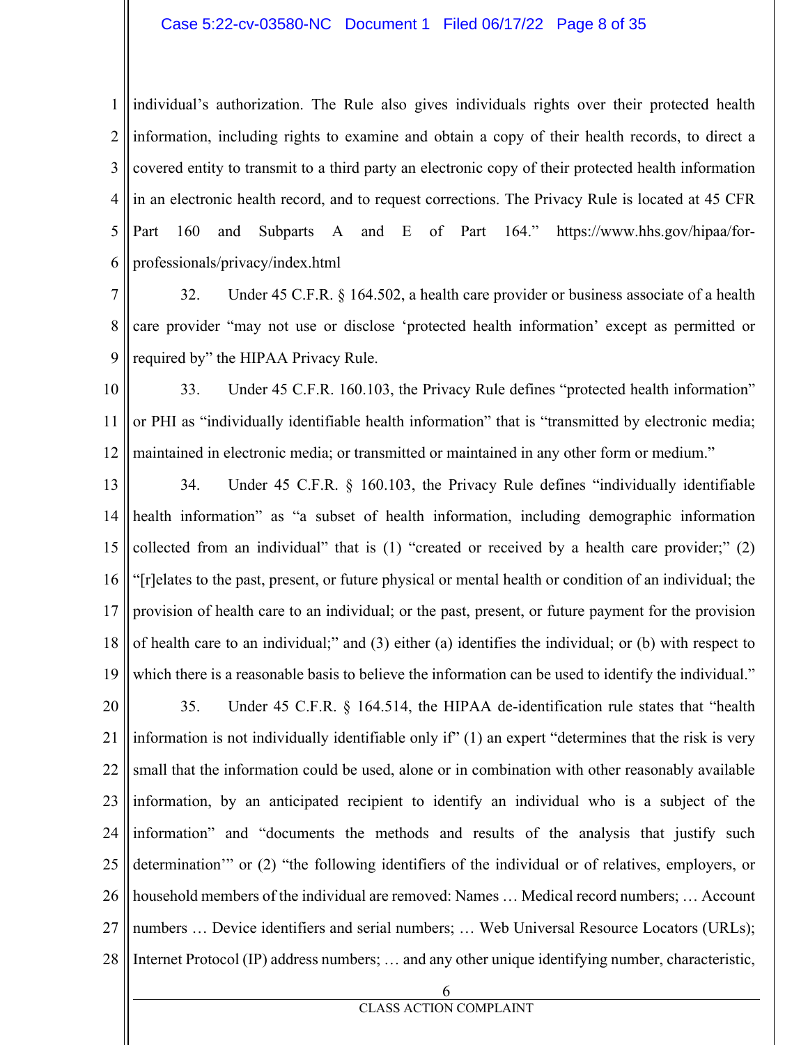individual's authorization. The Rule also gives individuals rights over their protected health information, including rights to examine and obtain a copy of their health records, to direct a covered entity to transmit to a third party an electronic copy of their protected health information in an electronic health record, and to request corrections. The Privacy Rule is located at 45 CFR Part 160 and Subparts A and E of Part 164." https://www.hhs.gov/hipaa/for-professionals/privacy/index.html

32. Under 45 C.F.R. § 164.502, a health care provider or business associate of a health care provider "may not use or disclose 'protected health information' except as permitted or required by" the HIPAA Privacy Rule.

33. Under 45 C.F.R. 160.103, the Privacy Rule defines "protected health information" or PHI as "individually identifiable health information" that is "transmitted by electronic media; maintained in electronic media; or transmitted or maintained in any other form or medium."

34. Under 45 C.F.R. § 160.103, the Privacy Rule defines "individually identifiable health information" as "a subset of health information, including demographic information collected from an individual" that is (1) "created or received by a health care provider;" (2) "[r]elates to the past, present, or future physical or mental health or condition of an individual; the provision of health care to an individual; or the past, present, or future payment for the provision of health care to an individual;" and (3) either (a) identifies the individual; or (b) with respect to which there is a reasonable basis to believe the information can be used to identify the individual."

35. Under 45 C.F.R. § 164.514, the HIPAA de-identification rule states that "health information is not individually identifiable only if" (1) an expert "determines that the risk is very small that the information could be used, alone or in combination with other reasonably available information, by an anticipated recipient to identify an individual who is a subject of the information" and "documents the methods and results of the analysis that justify such determination'" or (2) "the following identifiers of the individual or of relatives, employers, or household members of the individual are removed: Names … Medical record numbers; … Account numbers … Device identifiers and serial numbers; … Web Universal Resource Locators (URLs); Internet Protocol (IP) address numbers; … and any other unique identifying number, characteristic,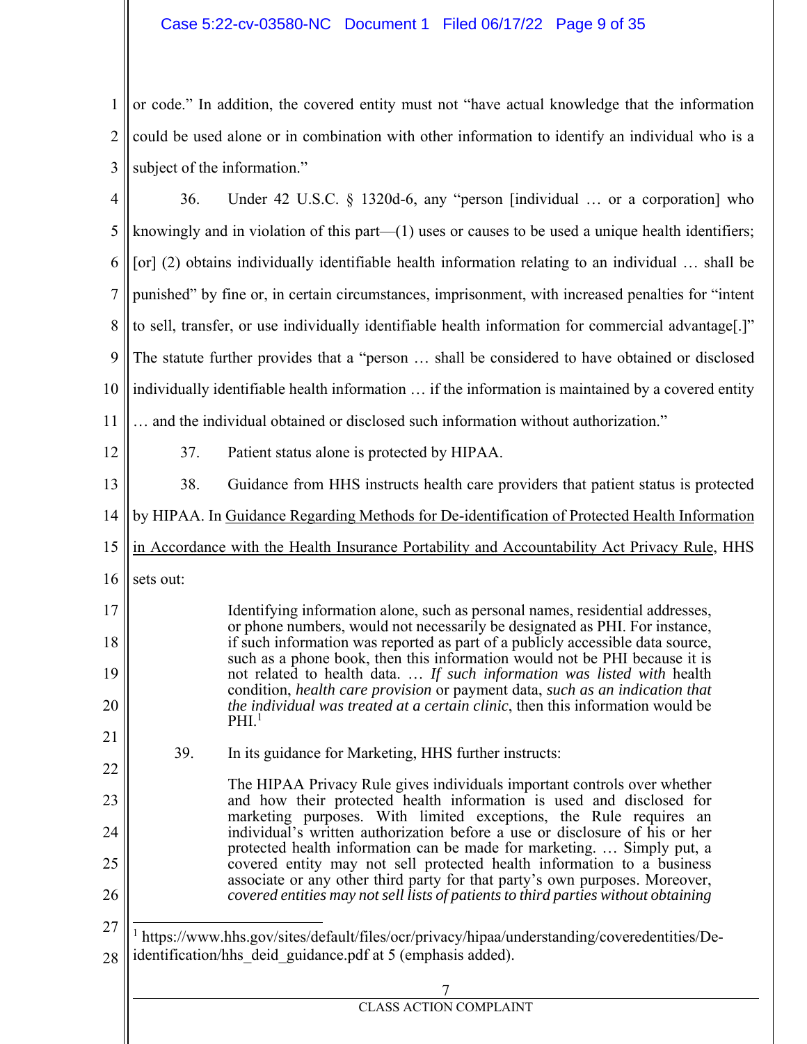or code." In addition, the covered entity must not "have actual knowledge that the information could be used alone or in combination with other information to identify an individual who is a subject of the information."

36. Under 42 U.S.C. § 1320d-6, any "person [individual … or a corporation] who knowingly and in violation of this part—(1) uses or causes to be used a unique health identifiers; [or] (2) obtains individually identifiable health information relating to an individual … shall be punished" by fine or, in certain circumstances, imprisonment, with increased penalties for "intent to sell, transfer, or use individually identifiable health information for commercial advantage[.]" The statute further provides that a "person … shall be considered to have obtained or disclosed individually identifiable health information … if the information is maintained by a covered entity … and the individual obtained or disclosed such information without authorization."

37. Patient status alone is protected by HIPAA.

38. Guidance from HHS instructs health care providers that patient status is protected by HIPAA. In Guidance Regarding Methods for De-identification of Protected Health Information in Accordance with the Health Insurance Portability and Accountability Act Privacy Rule, HHS sets out:

> Identifying information alone, such as personal names, residential addresses, or phone numbers, would not necessarily be designated as PHI. For instance, if such information was reported as part of a publicly accessible data source, such as a phone book, then this information would not be PHI because it is not related to health data. … *If such information was listed with* health condition, *health care provision* or payment data, *such as an indication that the individual was treated at a certain clinic*, then this information would be PHI.[1]

39. In its guidance for Marketing, HHS further instructs:

> The HIPAA Privacy Rule gives individuals important controls over whether and how their protected health information is used and disclosed for marketing purposes. With limited exceptions, the Rule requires an individual's written authorization before a use or disclosure of his or her protected health information can be made for marketing. … Simply put, a covered entity may not sell protected health information to a business associate or any other third party for that party's own purposes. Moreover, *covered entities may not sell lists of patients to third parties without obtaining*

---

[1] https://www.hhs.gov/sites/default/files/ocr/privacy/hipaa/understanding/coveredentities/De-identification/hhs_deid_guidance.pdf at 5 (emphasis added).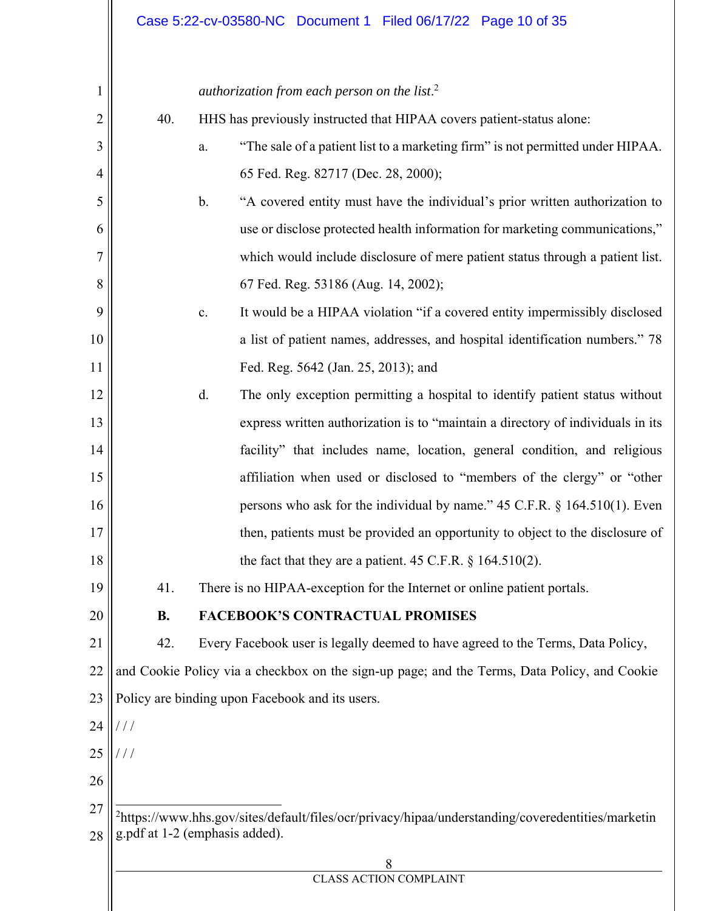*authorization from each person on the list*.[2]

40. HHS has previously instructed that HIPAA covers patient-status alone:

   a. "The sale of a patient list to a marketing firm" is not permitted under HIPAA. 65 Fed. Reg. 82717 (Dec. 28, 2000);

   b. "A covered entity must have the individual's prior written authorization to use or disclose protected health information for marketing communications," which would include disclosure of mere patient status through a patient list. 67 Fed. Reg. 53186 (Aug. 14, 2002);

   c. It would be a HIPAA violation "if a covered entity impermissibly disclosed a list of patient names, addresses, and hospital identification numbers." 78 Fed. Reg. 5642 (Jan. 25, 2013); and

   d. The only exception permitting a hospital to identify patient status without express written authorization is to "maintain a directory of individuals in its facility" that includes name, location, general condition, and religious affiliation when used or disclosed to "members of the clergy" or "other persons who ask for the individual by name." 45 C.F.R. § 164.510(1). Even then, patients must be provided an opportunity to object to the disclosure of the fact that they are a patient. 45 C.F.R. § 164.510(2).

41. There is no HIPAA-exception for the Internet or online patient portals.

## B. FACEBOOK'S CONTRACTUAL PROMISES

42. Every Facebook user is legally deemed to have agreed to the Terms, Data Policy, and Cookie Policy via a checkbox on the sign-up page; and the Terms, Data Policy, and Cookie Policy are binding upon Facebook and its users.

/ / /

/ / /

---

[2] https://www.hhs.gov/sites/default/files/ocr/privacy/hipaa/understanding/coveredentities/marketing.pdf at 1-2 (emphasis added).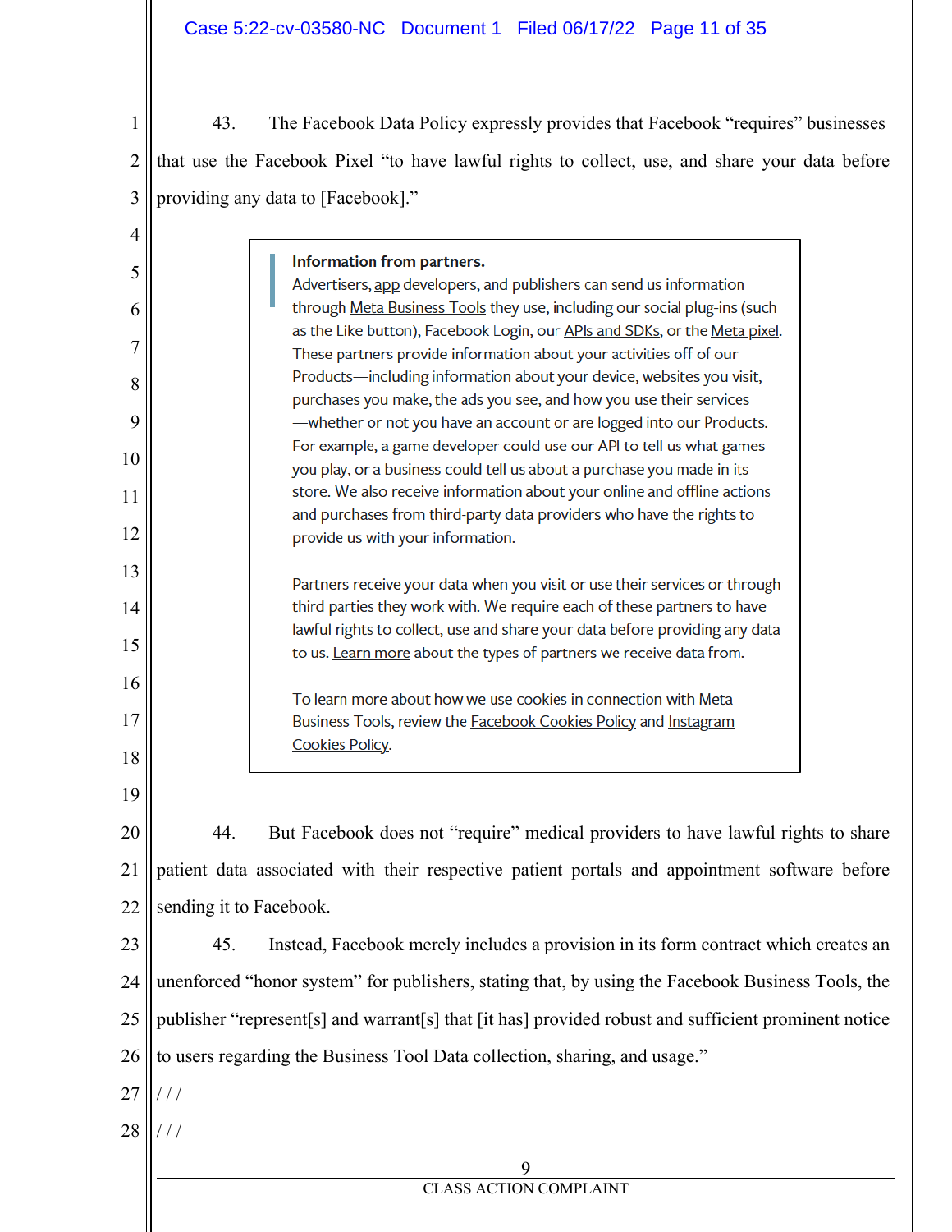43. The Facebook Data Policy expressly provides that Facebook "requires" businesses that use the Facebook Pixel "to have lawful rights to collect, use, and share your data before providing any data to [Facebook]."

> **Information from partners.**
> Advertisers, app developers, and publishers can send us information through Meta Business Tools they use, including our social plug-ins (such as the Like button), Facebook Login, our APIs and SDKs, or the Meta pixel. These partners provide information about your activities off of our Products—including information about your device, websites you visit, purchases you make, the ads you see, and how you use their services—whether or not you have an account or are logged into our Products. For example, a game developer could use our API to tell us what games you play, or a business could tell us about a purchase you made in its store. We also receive information about your online and offline actions and purchases from third-party data providers who have the rights to provide us with your information.
>
> Partners receive your data when you visit or use their services or through third parties they work with. We require each of these partners to have lawful rights to collect, use and share your data before providing any data to us. Learn more about the types of partners we receive data from.
>
> To learn more about how we use cookies in connection with Meta Business Tools, review the Facebook Cookies Policy and Instagram Cookies Policy.

44. But Facebook does not "require" medical providers to have lawful rights to share patient data associated with their respective patient portals and appointment software before sending it to Facebook.

45. Instead, Facebook merely includes a provision in its form contract which creates an unenforced "honor system" for publishers, stating that, by using the Facebook Business Tools, the publisher "represent[s] and warrant[s] that [it has] provided robust and sufficient prominent notice to users regarding the Business Tool Data collection, sharing, and usage."

/ / /

/ / /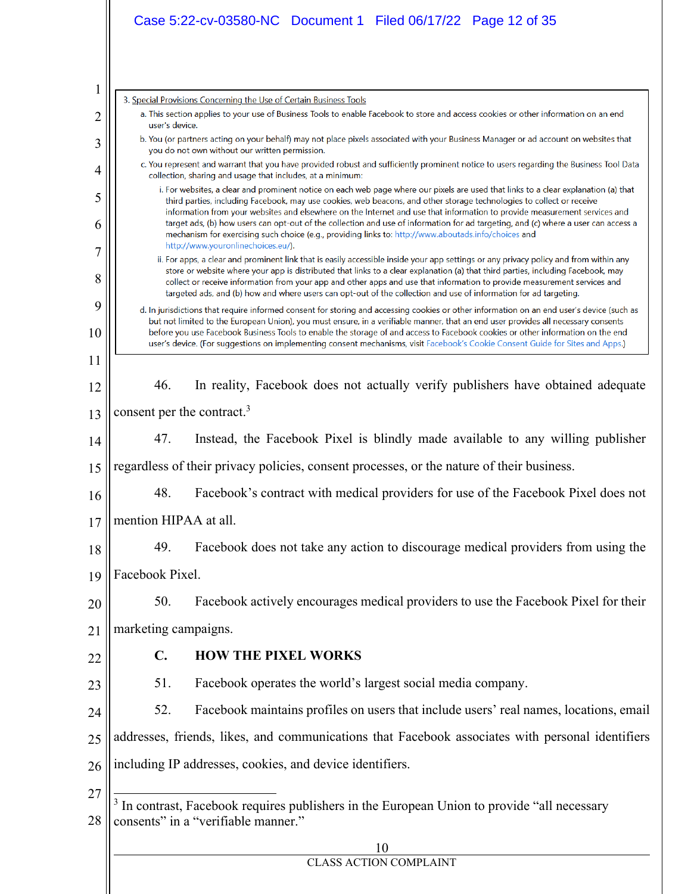> 3. Special Provisions Concerning the Use of Certain Business Tools
>
>    a. This section applies to your use of Business Tools to enable Facebook to store and access cookies or other information on an end user's device.
>
>    b. You (or partners acting on your behalf) may not place pixels associated with your Business Manager or ad account on websites that you do not own without our written permission.
>
>    c. You represent and warrant that you have provided robust and sufficiently prominent notice to users regarding the Business Tool Data collection, sharing and usage that includes, at a minimum:
>
>       i. For websites, a clear and prominent notice on each web page where our pixels are used that links to a clear explanation (a) that third parties, including Facebook, may use cookies, web beacons, and other storage technologies to collect or receive information from your websites and elsewhere on the Internet and use that information to provide measurement services and target ads, (b) how users can opt-out of the collection and use of information for ad targeting, and (c) where a user can access a mechanism for exercising such choice (e.g., providing links to: http://www.aboutads.info/choices and http://www.youronlinechoices.eu/).
>
>       ii. For apps, a clear and prominent link that is easily accessible inside your app settings or any privacy policy and from within any store or website where your app is distributed that links to a clear explanation (a) that third parties, including Facebook, may collect or receive information from your app and other apps and use that information to provide measurement services and targeted ads, and (b) how and where users can opt-out of the collection and use of information for ad targeting.
>
>    d. In jurisdictions that require informed consent for storing and accessing cookies or other information on an end user's device (such as but not limited to the European Union), you must ensure, in a verifiable manner, that an end user provides all necessary consents before you use Facebook Business Tools to enable the storage of and access to Facebook cookies or other information on the end user's device. (For suggestions on implementing consent mechanisms, visit Facebook's Cookie Consent Guide for Sites and Apps.)

46. In reality, Facebook does not actually verify publishers have obtained adequate consent per the contract.[3]

47. Instead, the Facebook Pixel is blindly made available to any willing publisher regardless of their privacy policies, consent processes, or the nature of their business.

48. Facebook's contract with medical providers for use of the Facebook Pixel does not mention HIPAA at all.

49. Facebook does not take any action to discourage medical providers from using the Facebook Pixel.

50. Facebook actively encourages medical providers to use the Facebook Pixel for their marketing campaigns.

## C. HOW THE PIXEL WORKS

51. Facebook operates the world's largest social media company.

52. Facebook maintains profiles on users that include users' real names, locations, email addresses, friends, likes, and communications that Facebook associates with personal identifiers including IP addresses, cookies, and device identifiers.

---

[3] In contrast, Facebook requires publishers in the European Union to provide "all necessary consents" in a "verifiable manner."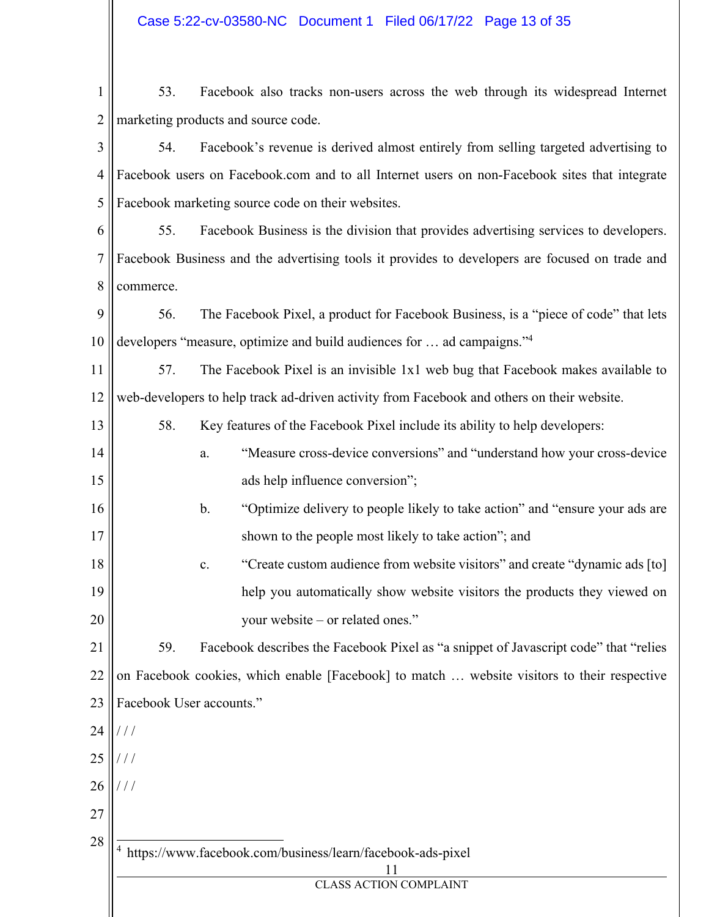53. Facebook also tracks non-users across the web through its widespread Internet marketing products and source code.

54. Facebook's revenue is derived almost entirely from selling targeted advertising to Facebook users on Facebook.com and to all Internet users on non-Facebook sites that integrate Facebook marketing source code on their websites.

55. Facebook Business is the division that provides advertising services to developers. Facebook Business and the advertising tools it provides to developers are focused on trade and commerce.

56. The Facebook Pixel, a product for Facebook Business, is a "piece of code" that lets developers "measure, optimize and build audiences for … ad campaigns."[4]

57. The Facebook Pixel is an invisible 1x1 web bug that Facebook makes available to web-developers to help track ad-driven activity from Facebook and others on their website.

58. Key features of the Facebook Pixel include its ability to help developers:

a. "Measure cross-device conversions" and "understand how your cross-device ads help influence conversion";

b. "Optimize delivery to people likely to take action" and "ensure your ads are shown to the people most likely to take action"; and

c. "Create custom audience from website visitors" and create "dynamic ads [to] help you automatically show website visitors the products they viewed on your website – or related ones."

59. Facebook describes the Facebook Pixel as "a snippet of Javascript code" that "relies on Facebook cookies, which enable [Facebook] to match … website visitors to their respective Facebook User accounts."

/ / /

/ / /

/ / /

---

[4] https://www.facebook.com/business/learn/facebook-ads-pixel

CLASS ACTION COMPLAINT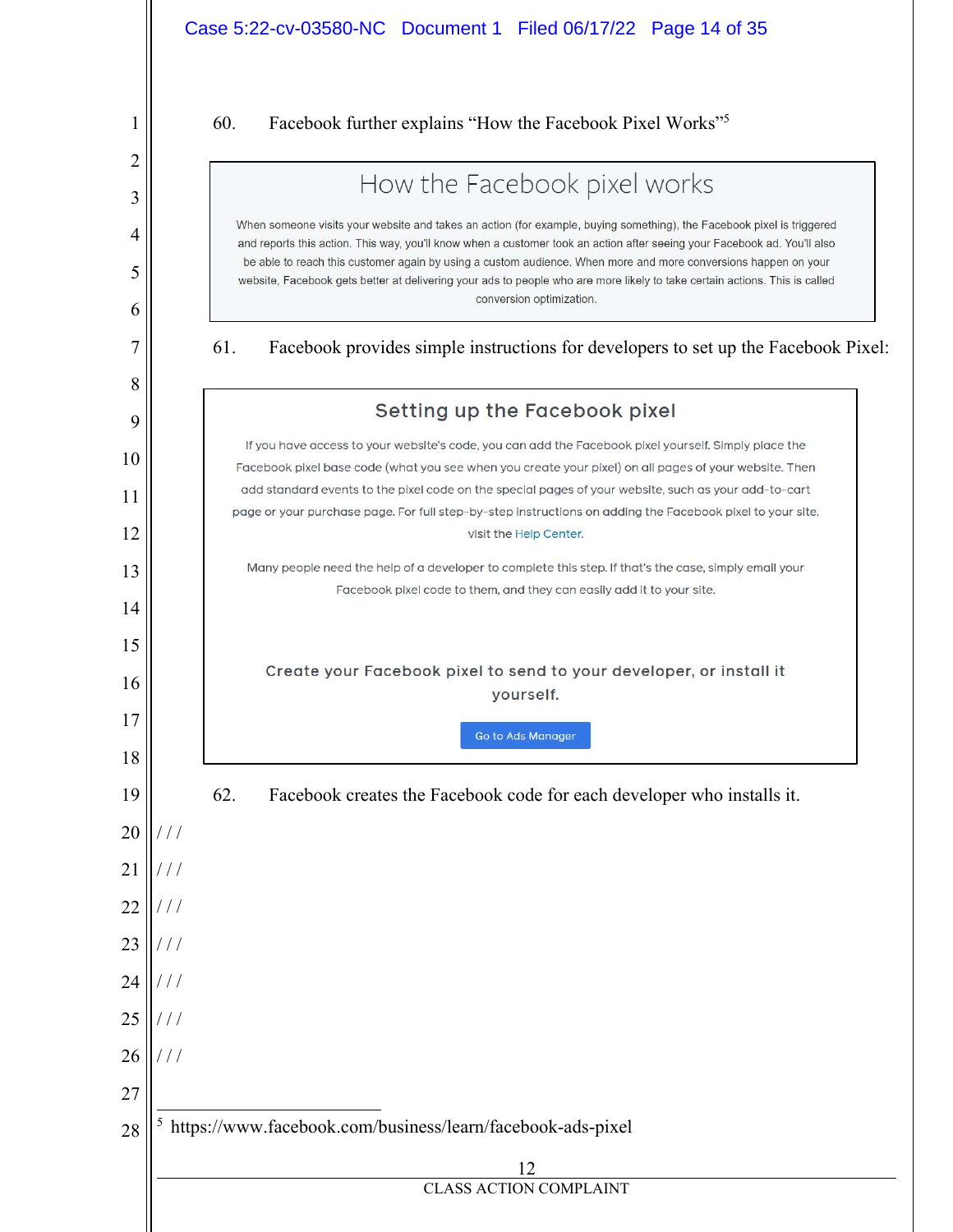60. Facebook further explains "How the Facebook Pixel Works"[5]

> ## How the Facebook pixel works
>
> When someone visits your website and takes an action (for example, buying something), the Facebook pixel is triggered and reports this action. This way, you'll know when a customer took an action after seeing your Facebook ad. You'll also be able to reach this customer again by using a custom audience. When more and more conversions happen on your website, Facebook gets better at delivering your ads to people who are more likely to take certain actions. This is called conversion optimization.

61. Facebook provides simple instructions for developers to set up the Facebook Pixel:

> ### Setting up the Facebook pixel
>
> If you have access to your website's code, you can add the Facebook pixel yourself. Simply place the Facebook pixel base code (what you see when you create your pixel) on all pages of your website. Then add standard events to the pixel code on the special pages of your website, such as your add-to-cart page or your purchase page. For full step-by-step instructions on adding the Facebook pixel to your site, visit the Help Center.
>
> Many people need the help of a developer to complete this step. If that's the case, simply email your Facebook pixel code to them, and they can easily add it to your site.
>
> Create your Facebook pixel to send to your developer, or install it yourself.
>
> Go to Ads Manager

62. Facebook creates the Facebook code for each developer who installs it.

/ / /

/ / /

/ / /

/ / /

/ / /

/ / /

/ / /

---

[5] https://www.facebook.com/business/learn/facebook-ads-pixel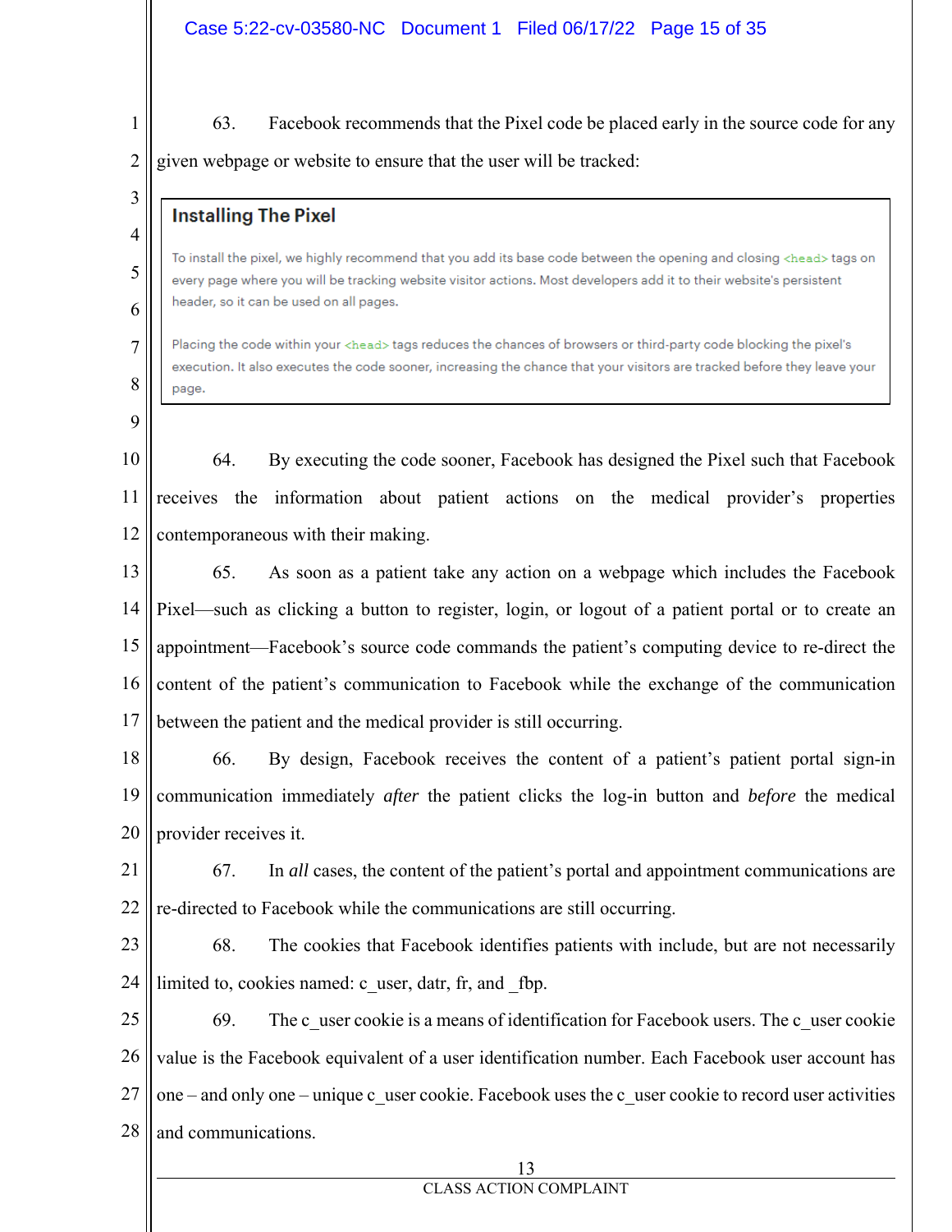63. Facebook recommends that the Pixel code be placed early in the source code for any given webpage or website to ensure that the user will be tracked:

> **Installing The Pixel**
>
> To install the pixel, we highly recommend that you add its base code between the opening and closing `<head>` tags on every page where you will be tracking website visitor actions. Most developers add it to their website's persistent header, so it can be used on all pages.
>
> Placing the code within your `<head>` tags reduces the chances of browsers or third-party code blocking the pixel's execution. It also executes the code sooner, increasing the chance that your visitors are tracked before they leave your page.

64. By executing the code sooner, Facebook has designed the Pixel such that Facebook receives the information about patient actions on the medical provider's properties contemporaneous with their making.

65. As soon as a patient take any action on a webpage which includes the Facebook Pixel—such as clicking a button to register, login, or logout of a patient portal or to create an appointment—Facebook's source code commands the patient's computing device to re-direct the content of the patient's communication to Facebook while the exchange of the communication between the patient and the medical provider is still occurring.

66. By design, Facebook receives the content of a patient's patient portal sign-in communication immediately *after* the patient clicks the log-in button and *before* the medical provider receives it.

67. In *all* cases, the content of the patient's portal and appointment communications are re-directed to Facebook while the communications are still occurring.

68. The cookies that Facebook identifies patients with include, but are not necessarily limited to, cookies named: c_user, datr, fr, and _fbp.

69. The c_user cookie is a means of identification for Facebook users. The c_user cookie value is the Facebook equivalent of a user identification number. Each Facebook user account has one – and only one – unique c_user cookie. Facebook uses the c_user cookie to record user activities and communications.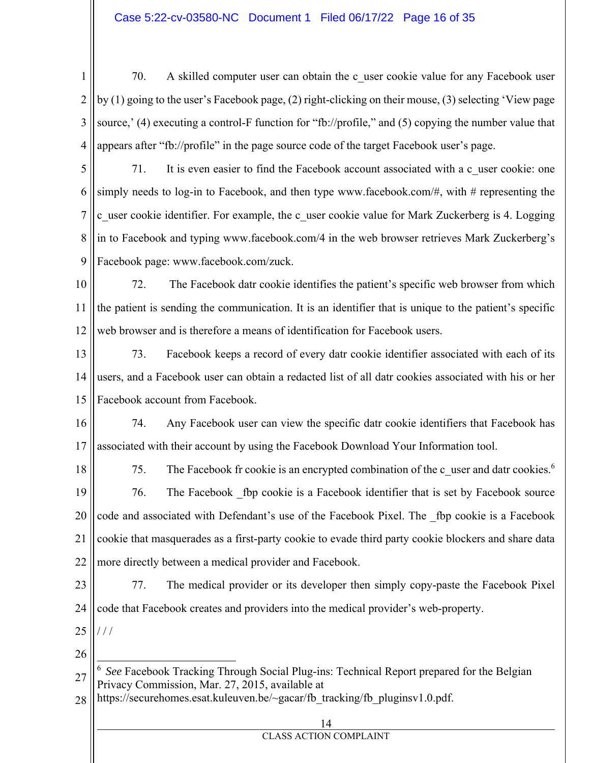70. A skilled computer user can obtain the c_user cookie value for any Facebook user by (1) going to the user's Facebook page, (2) right-clicking on their mouse, (3) selecting 'View page source,' (4) executing a control-F function for "fb://profile," and (5) copying the number value that appears after "fb://profile" in the page source code of the target Facebook user's page.

71. It is even easier to find the Facebook account associated with a c_user cookie: one simply needs to log-in to Facebook, and then type www.facebook.com/#, with # representing the c_user cookie identifier. For example, the c_user cookie value for Mark Zuckerberg is 4. Logging in to Facebook and typing www.facebook.com/4 in the web browser retrieves Mark Zuckerberg's Facebook page: www.facebook.com/zuck.

72. The Facebook datr cookie identifies the patient's specific web browser from which the patient is sending the communication. It is an identifier that is unique to the patient's specific web browser and is therefore a means of identification for Facebook users.

73. Facebook keeps a record of every datr cookie identifier associated with each of its users, and a Facebook user can obtain a redacted list of all datr cookies associated with his or her Facebook account from Facebook.

74. Any Facebook user can view the specific datr cookie identifiers that Facebook has associated with their account by using the Facebook Download Your Information tool.

75. The Facebook fr cookie is an encrypted combination of the c_user and datr cookies.[6]

76. The Facebook _fbp cookie is a Facebook identifier that is set by Facebook source code and associated with Defendant's use of the Facebook Pixel. The _fbp cookie is a Facebook cookie that masquerades as a first-party cookie to evade third party cookie blockers and share data more directly between a medical provider and Facebook.

77. The medical provider or its developer then simply copy-paste the Facebook Pixel code that Facebook creates and providers into the medical provider's web-property.

/ / /

---

[6] *See* Facebook Tracking Through Social Plug-ins: Technical Report prepared for the Belgian Privacy Commission, Mar. 27, 2015, available at https://securehomes.esat.kuleuven.be/~gacar/fb_tracking/fb_pluginsv1.0.pdf.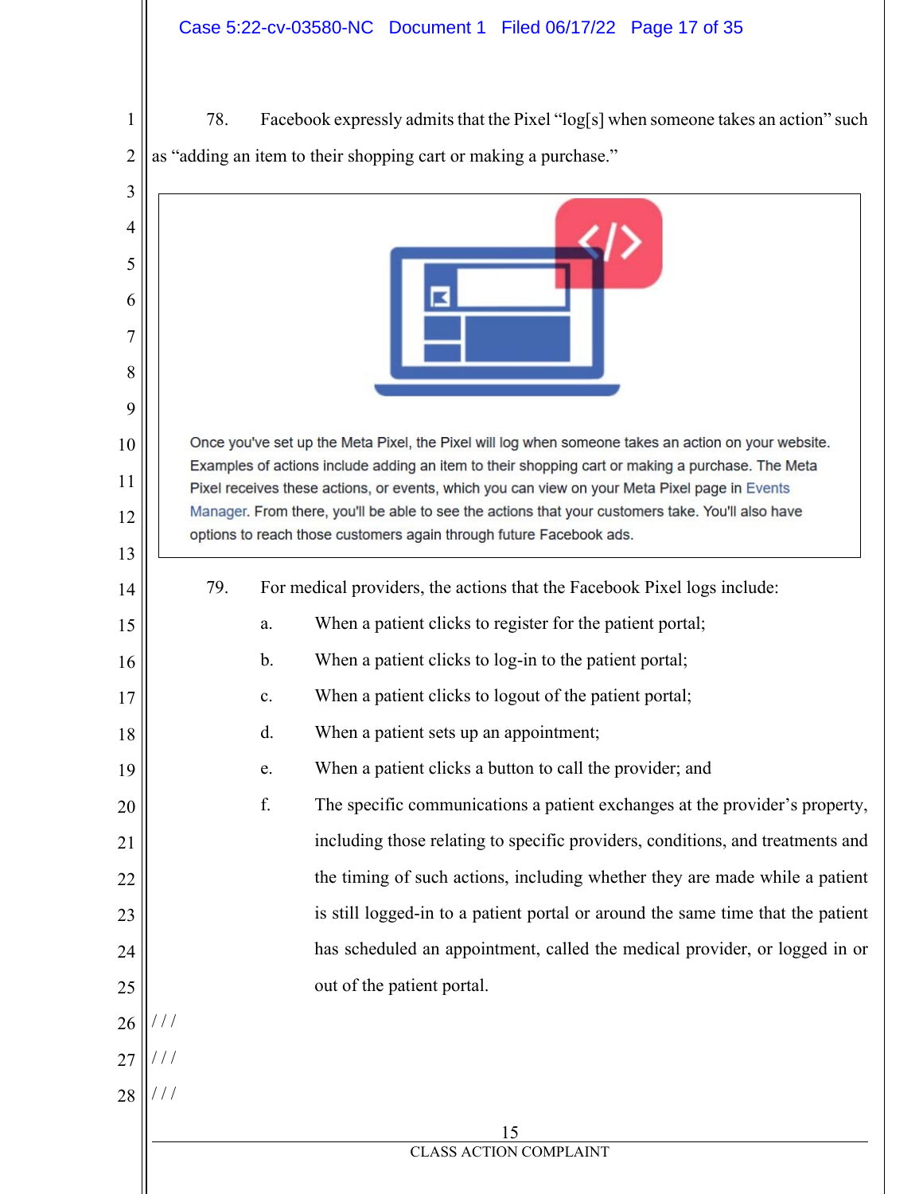78. Facebook expressly admits that the Pixel "log[s] when someone takes an action" such as "adding an item to their shopping cart or making a purchase."

> Once you've set up the Meta Pixel, the Pixel will log when someone takes an action on your website. Examples of actions include adding an item to their shopping cart or making a purchase. The Meta Pixel receives these actions, or events, which you can view on your Meta Pixel page in Events Manager. From there, you'll be able to see the actions that your customers take. You'll also have options to reach those customers again through future Facebook ads.

79. For medical providers, the actions that the Facebook Pixel logs include:

a. When a patient clicks to register for the patient portal;

b. When a patient clicks to log-in to the patient portal;

c. When a patient clicks to logout of the patient portal;

d. When a patient sets up an appointment;

e. When a patient clicks a button to call the provider; and

f. The specific communications a patient exchanges at the provider's property, including those relating to specific providers, conditions, and treatments and the timing of such actions, including whether they are made while a patient is still logged-in to a patient portal or around the same time that the patient has scheduled an appointment, called the medical provider, or logged in or out of the patient portal.

/ / /

/ / /

/ / /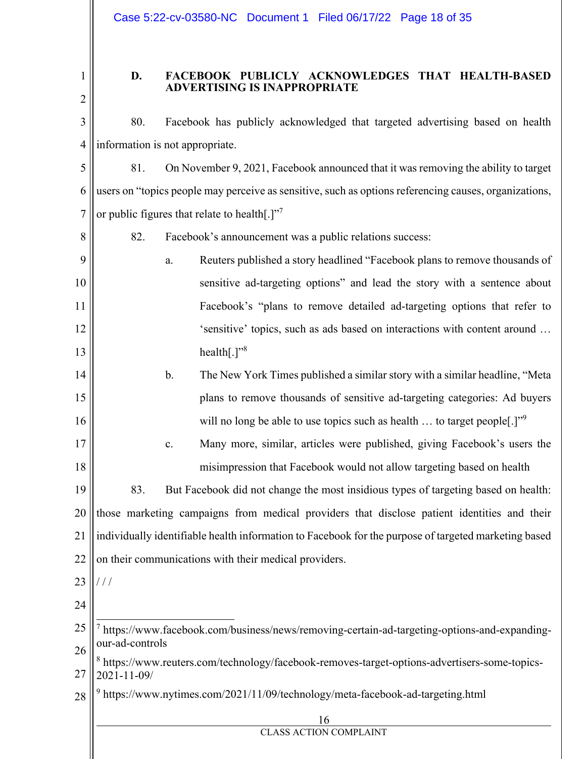### D. FACEBOOK PUBLICLY ACKNOWLEDGES THAT HEALTH-BASED ADVERTISING IS INAPPROPRIATE

80. Facebook has publicly acknowledged that targeted advertising based on health information is not appropriate.

81. On November 9, 2021, Facebook announced that it was removing the ability to target users on "topics people may perceive as sensitive, such as options referencing causes, organizations, or public figures that relate to health[.]"[7]

82. Facebook's announcement was a public relations success:

a. Reuters published a story headlined "Facebook plans to remove thousands of sensitive ad-targeting options" and lead the story with a sentence about Facebook's "plans to remove detailed ad-targeting options that refer to 'sensitive' topics, such as ads based on interactions with content around … health[.]"[8]

b. The New York Times published a similar story with a similar headline, "Meta plans to remove thousands of sensitive ad-targeting categories: Ad buyers will no long be able to use topics such as health … to target people[.]"[9]

c. Many more, similar, articles were published, giving Facebook's users the misimpression that Facebook would not allow targeting based on health

83. But Facebook did not change the most insidious types of targeting based on health: those marketing campaigns from medical providers that disclose patient identities and their individually identifiable health information to Facebook for the purpose of targeted marketing based on their communications with their medical providers.

/ / /

---

[7] https://www.facebook.com/business/news/removing-certain-ad-targeting-options-and-expanding-our-ad-controls

[8] https://www.reuters.com/technology/facebook-removes-target-options-advertisers-some-topics-2021-11-09/

[9] https://www.nytimes.com/2021/11/09/technology/meta-facebook-ad-targeting.html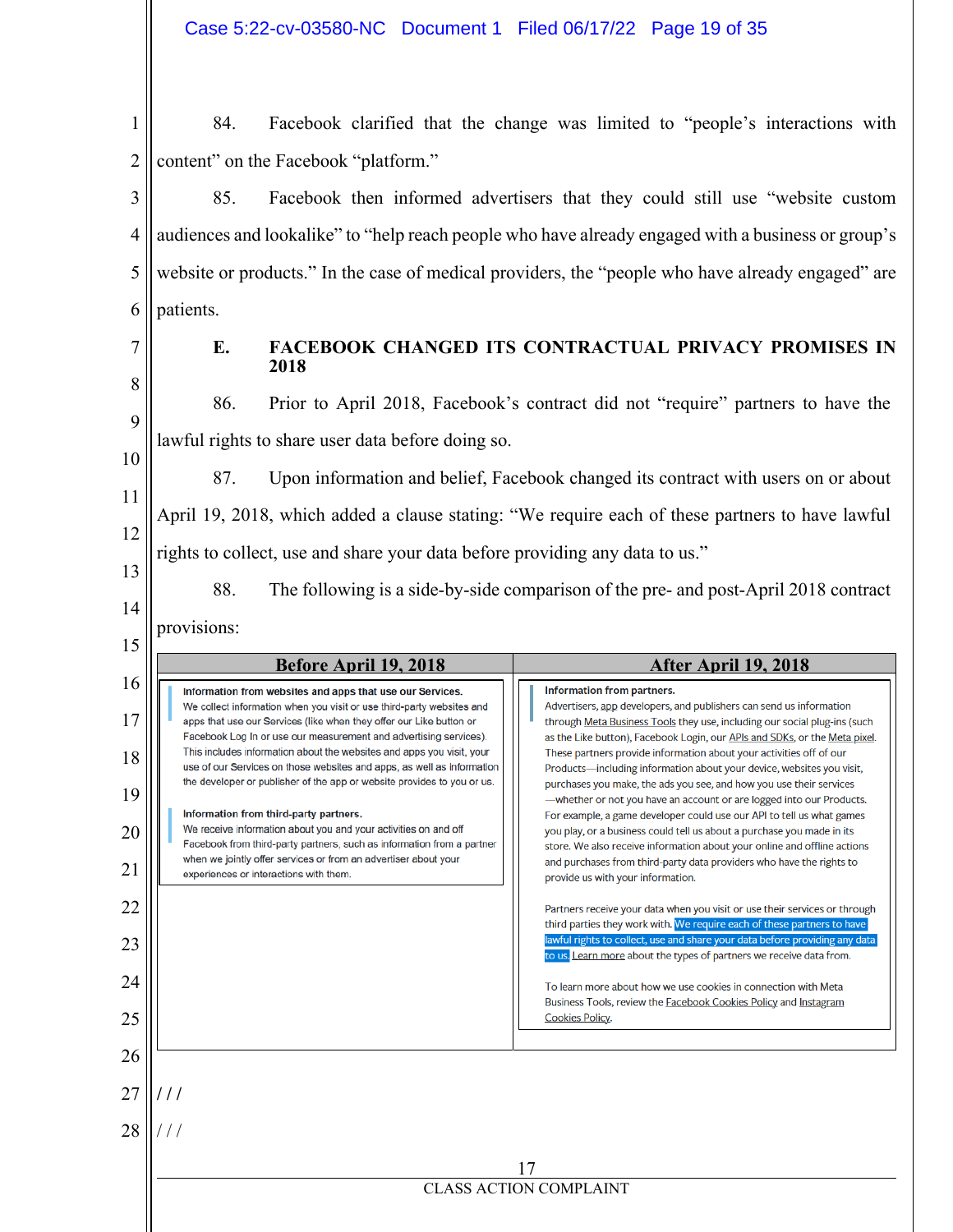84. Facebook clarified that the change was limited to "people's interactions with content" on the Facebook "platform."

85. Facebook then informed advertisers that they could still use "website custom audiences and lookalike" to "help reach people who have already engaged with a business or group's website or products." In the case of medical providers, the "people who have already engaged" are patients.

### E. FACEBOOK CHANGED ITS CONTRACTUAL PRIVACY PROMISES IN 2018

86. Prior to April 2018, Facebook's contract did not "require" partners to have the lawful rights to share user data before doing so.

87. Upon information and belief, Facebook changed its contract with users on or about April 19, 2018, which added a clause stating: "We require each of these partners to have lawful rights to collect, use and share your data before providing any data to us."

88. The following is a side-by-side comparison of the pre- and post-April 2018 contract provisions:

| Before April 19, 2018 | After April 19, 2018 |
|---|---|
| **Information from websites and apps that use our Services.** We collect information when you visit or use third-party websites and apps that use our Services (like when they offer our Like button or Facebook Log In or use our measurement and advertising services). This includes information about the websites and apps you visit, your use of our Services on those websites and apps, as well as information the developer or publisher of the app or website provides to you or us.<br><br>**Information from third-party partners.** We receive information about you and your activities on and off Facebook from third-party partners, such as information from a partner when we jointly offer services or from an advertiser about your experiences or interactions with them. | **Information from partners.** Advertisers, app developers, and publishers can send us information through Meta Business Tools they use, including our social plug-ins (such as the Like button), Facebook Login, our APIs and SDKs, or the Meta pixel. These partners provide information about your activities off of our Products—including information about your device, websites you visit, purchases you make, the ads you see, and how you use their services—whether or not you have an account or are logged into our Products. For example, a game developer could use our API to tell us what games you play, or a business could tell us about a purchase you made in its store. We also receive information about your online and offline actions and purchases from third-party data providers who have the rights to provide us with your information.<br><br>Partners receive your data when you visit or use their services or through third parties they work with. We require each of these partners to have lawful rights to collect, use and share your data before providing any data to us. Learn more about the types of partners we receive data from.<br><br>To learn more about how we use cookies in connection with Meta Business Tools, review the Facebook Cookies Policy and Instagram Cookies Policy. |

/ / /

/ / /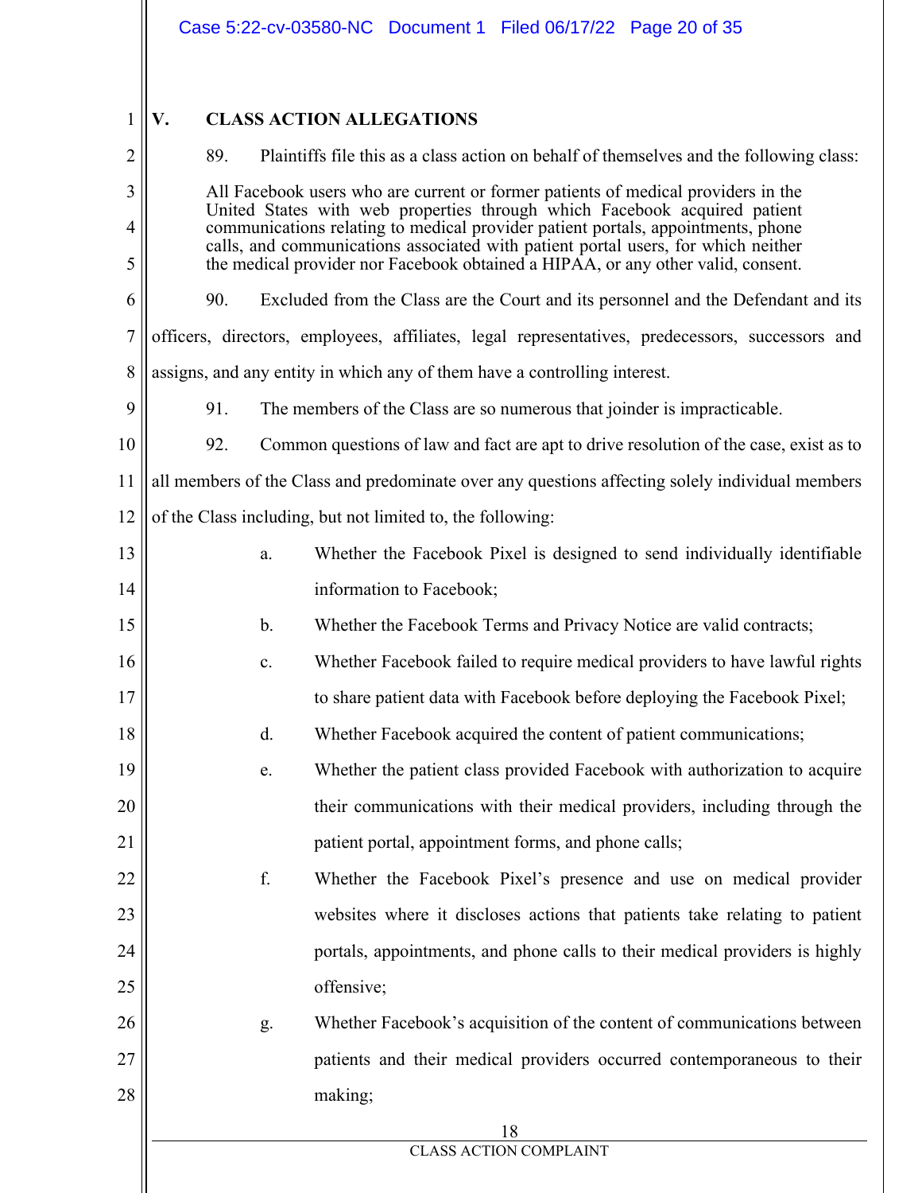## V. CLASS ACTION ALLEGATIONS

89. Plaintiffs file this as a class action on behalf of themselves and the following class:

> All Facebook users who are current or former patients of medical providers in the United States with web properties through which Facebook acquired patient communications relating to medical provider patient portals, appointments, phone calls, and communications associated with patient portal users, for which neither the medical provider nor Facebook obtained a HIPAA, or any other valid, consent.

90. Excluded from the Class are the Court and its personnel and the Defendant and its officers, directors, employees, affiliates, legal representatives, predecessors, successors and assigns, and any entity in which any of them have a controlling interest.

91. The members of the Class are so numerous that joinder is impracticable.

92. Common questions of law and fact are apt to drive resolution of the case, exist as to all members of the Class and predominate over any questions affecting solely individual members of the Class including, but not limited to, the following:

a. Whether the Facebook Pixel is designed to send individually identifiable information to Facebook;

b. Whether the Facebook Terms and Privacy Notice are valid contracts;

c. Whether Facebook failed to require medical providers to have lawful rights to share patient data with Facebook before deploying the Facebook Pixel;

d. Whether Facebook acquired the content of patient communications;

e. Whether the patient class provided Facebook with authorization to acquire their communications with their medical providers, including through the patient portal, appointment forms, and phone calls;

f. Whether the Facebook Pixel's presence and use on medical provider websites where it discloses actions that patients take relating to patient portals, appointments, and phone calls to their medical providers is highly offensive;

g. Whether Facebook's acquisition of the content of communications between patients and their medical providers occurred contemporaneous to their making;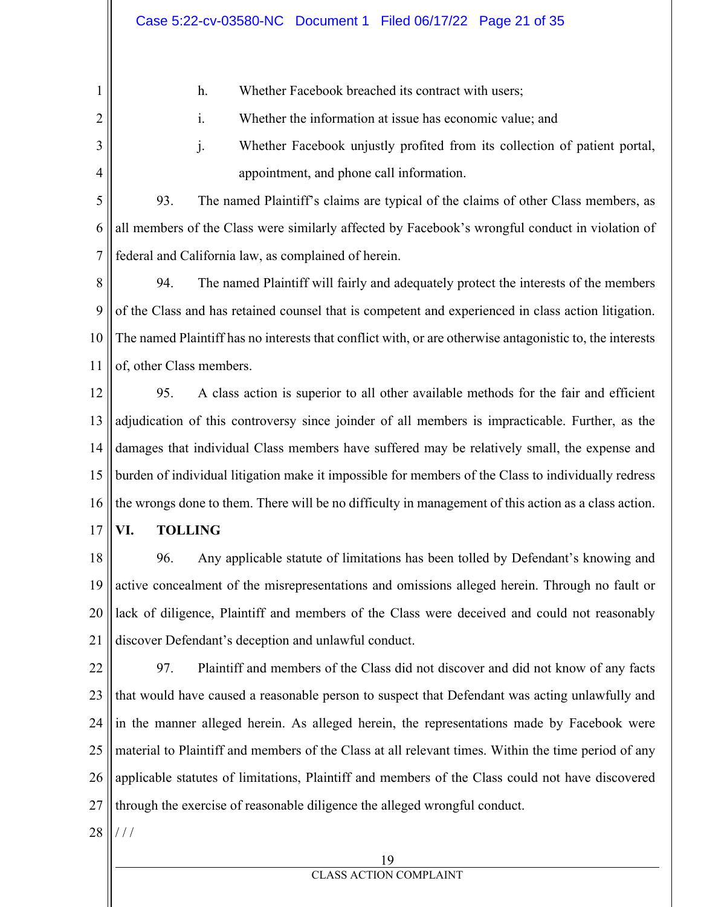h. Whether Facebook breached its contract with users;

i. Whether the information at issue has economic value; and

j. Whether Facebook unjustly profited from its collection of patient portal, appointment, and phone call information.

93. The named Plaintiff's claims are typical of the claims of other Class members, as all members of the Class were similarly affected by Facebook's wrongful conduct in violation of federal and California law, as complained of herein.

94. The named Plaintiff will fairly and adequately protect the interests of the members of the Class and has retained counsel that is competent and experienced in class action litigation. The named Plaintiff has no interests that conflict with, or are otherwise antagonistic to, the interests of, other Class members.

95. A class action is superior to all other available methods for the fair and efficient adjudication of this controversy since joinder of all members is impracticable. Further, as the damages that individual Class members have suffered may be relatively small, the expense and burden of individual litigation make it impossible for members of the Class to individually redress the wrongs done to them. There will be no difficulty in management of this action as a class action.

## VI. TOLLING

96. Any applicable statute of limitations has been tolled by Defendant's knowing and active concealment of the misrepresentations and omissions alleged herein. Through no fault or lack of diligence, Plaintiff and members of the Class were deceived and could not reasonably discover Defendant's deception and unlawful conduct.

97. Plaintiff and members of the Class did not discover and did not know of any facts that would have caused a reasonable person to suspect that Defendant was acting unlawfully and in the manner alleged herein. As alleged herein, the representations made by Facebook were material to Plaintiff and members of the Class at all relevant times. Within the time period of any applicable statutes of limitations, Plaintiff and members of the Class could not have discovered through the exercise of reasonable diligence the alleged wrongful conduct.

/ / /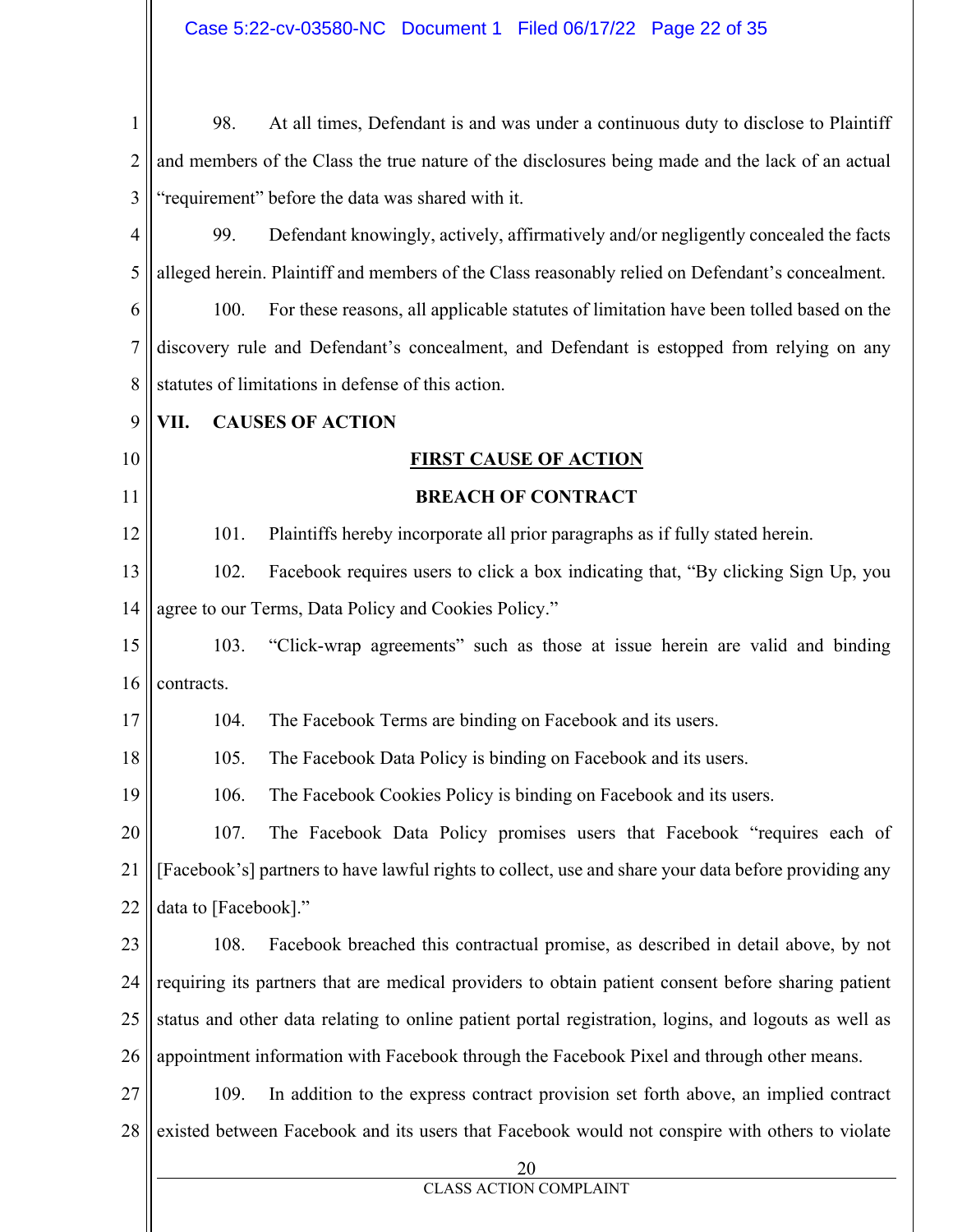98. At all times, Defendant is and was under a continuous duty to disclose to Plaintiff and members of the Class the true nature of the disclosures being made and the lack of an actual "requirement" before the data was shared with it.

99. Defendant knowingly, actively, affirmatively and/or negligently concealed the facts alleged herein. Plaintiff and members of the Class reasonably relied on Defendant's concealment.

100. For these reasons, all applicable statutes of limitation have been tolled based on the discovery rule and Defendant's concealment, and Defendant is estopped from relying on any statutes of limitations in defense of this action.

## VII. CAUSES OF ACTION

### FIRST CAUSE OF ACTION

### BREACH OF CONTRACT

101. Plaintiffs hereby incorporate all prior paragraphs as if fully stated herein.

102. Facebook requires users to click a box indicating that, "By clicking Sign Up, you agree to our Terms, Data Policy and Cookies Policy."

103. "Click-wrap agreements" such as those at issue herein are valid and binding contracts.

104. The Facebook Terms are binding on Facebook and its users.

105. The Facebook Data Policy is binding on Facebook and its users.

106. The Facebook Cookies Policy is binding on Facebook and its users.

107. The Facebook Data Policy promises users that Facebook "requires each of [Facebook's] partners to have lawful rights to collect, use and share your data before providing any data to [Facebook]."

108. Facebook breached this contractual promise, as described in detail above, by not requiring its partners that are medical providers to obtain patient consent before sharing patient status and other data relating to online patient portal registration, logins, and logouts as well as appointment information with Facebook through the Facebook Pixel and through other means.

109. In addition to the express contract provision set forth above, an implied contract existed between Facebook and its users that Facebook would not conspire with others to violate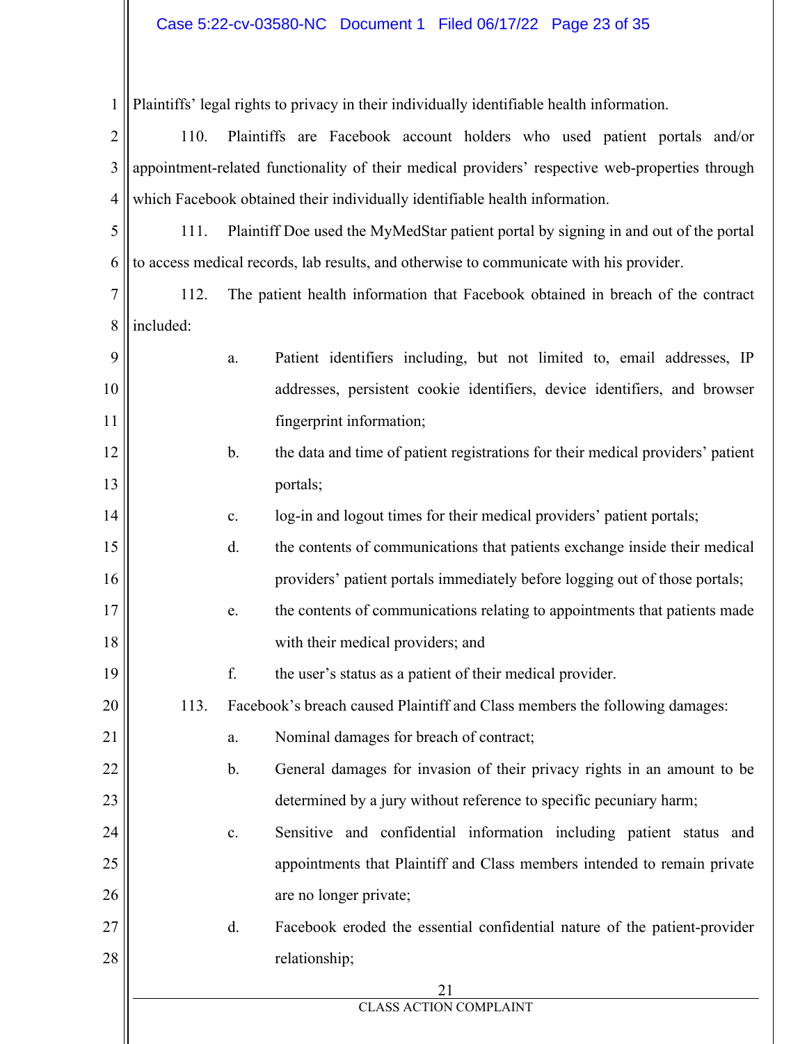Plaintiffs' legal rights to privacy in their individually identifiable health information.

110. Plaintiffs are Facebook account holders who used patient portals and/or appointment-related functionality of their medical providers' respective web-properties through which Facebook obtained their individually identifiable health information.

111. Plaintiff Doe used the MyMedStar patient portal by signing in and out of the portal to access medical records, lab results, and otherwise to communicate with his provider.

112. The patient health information that Facebook obtained in breach of the contract included:

a. Patient identifiers including, but not limited to, email addresses, IP addresses, persistent cookie identifiers, device identifiers, and browser fingerprint information;

b. the data and time of patient registrations for their medical providers' patient portals;

c. log-in and logout times for their medical providers' patient portals;

d. the contents of communications that patients exchange inside their medical providers' patient portals immediately before logging out of those portals;

e. the contents of communications relating to appointments that patients made with their medical providers; and

f. the user's status as a patient of their medical provider.

113. Facebook's breach caused Plaintiff and Class members the following damages:

a. Nominal damages for breach of contract;

b. General damages for invasion of their privacy rights in an amount to be determined by a jury without reference to specific pecuniary harm;

c. Sensitive and confidential information including patient status and appointments that Plaintiff and Class members intended to remain private are no longer private;

d. Facebook eroded the essential confidential nature of the patient-provider relationship;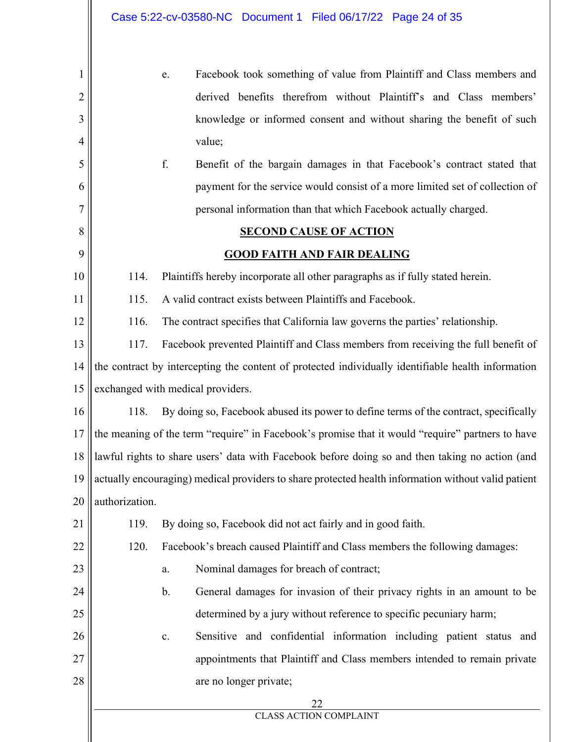e. Facebook took something of value from Plaintiff and Class members and derived benefits therefrom without Plaintiff's and Class members' knowledge or informed consent and without sharing the benefit of such value;

f. Benefit of the bargain damages in that Facebook's contract stated that payment for the service would consist of a more limited set of collection of personal information than that which Facebook actually charged.

## SECOND CAUSE OF ACTION

## GOOD FAITH AND FAIR DEALING

114. Plaintiffs hereby incorporate all other paragraphs as if fully stated herein.

115. A valid contract exists between Plaintiffs and Facebook.

116. The contract specifies that California law governs the parties' relationship.

117. Facebook prevented Plaintiff and Class members from receiving the full benefit of the contract by intercepting the content of protected individually identifiable health information exchanged with medical providers.

118. By doing so, Facebook abused its power to define terms of the contract, specifically the meaning of the term "require" in Facebook's promise that it would "require" partners to have lawful rights to share users' data with Facebook before doing so and then taking no action (and actually encouraging) medical providers to share protected health information without valid patient authorization.

119. By doing so, Facebook did not act fairly and in good faith.

120. Facebook's breach caused Plaintiff and Class members the following damages:

a. Nominal damages for breach of contract;

b. General damages for invasion of their privacy rights in an amount to be determined by a jury without reference to specific pecuniary harm;

c. Sensitive and confidential information including patient status and appointments that Plaintiff and Class members intended to remain private are no longer private;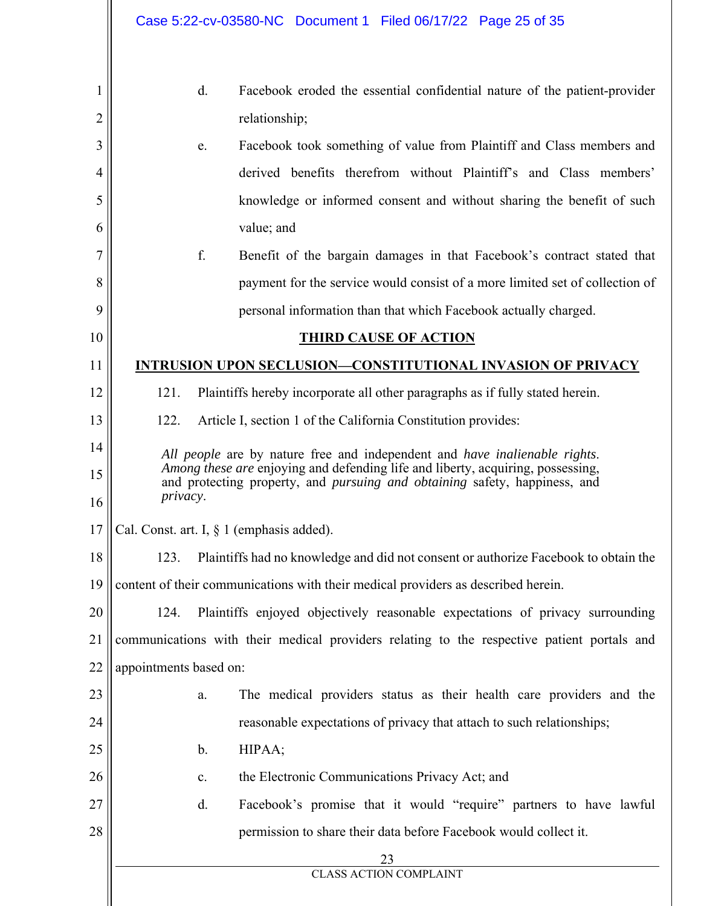d. Facebook eroded the essential confidential nature of the patient-provider relationship;

e. Facebook took something of value from Plaintiff and Class members and derived benefits therefrom without Plaintiff's and Class members' knowledge or informed consent and without sharing the benefit of such value; and

f. Benefit of the bargain damages in that Facebook's contract stated that payment for the service would consist of a more limited set of collection of personal information than that which Facebook actually charged.

## THIRD CAUSE OF ACTION

## INTRUSION UPON SECLUSION—CONSTITUTIONAL INVASION OF PRIVACY

121. Plaintiffs hereby incorporate all other paragraphs as if fully stated herein.

122. Article I, section 1 of the California Constitution provides:

> *All people* are by nature free and independent and *have inalienable rights*. *Among these are* enjoying and defending life and liberty, acquiring, possessing, and protecting property, and *pursuing and obtaining* safety, happiness, and *privacy*.

Cal. Const. art. I, § 1 (emphasis added).

123. Plaintiffs had no knowledge and did not consent or authorize Facebook to obtain the content of their communications with their medical providers as described herein.

124. Plaintiffs enjoyed objectively reasonable expectations of privacy surrounding communications with their medical providers relating to the respective patient portals and appointments based on:

a. The medical providers status as their health care providers and the reasonable expectations of privacy that attach to such relationships;

b. HIPAA;

c. the Electronic Communications Privacy Act; and

d. Facebook's promise that it would "require" partners to have lawful permission to share their data before Facebook would collect it.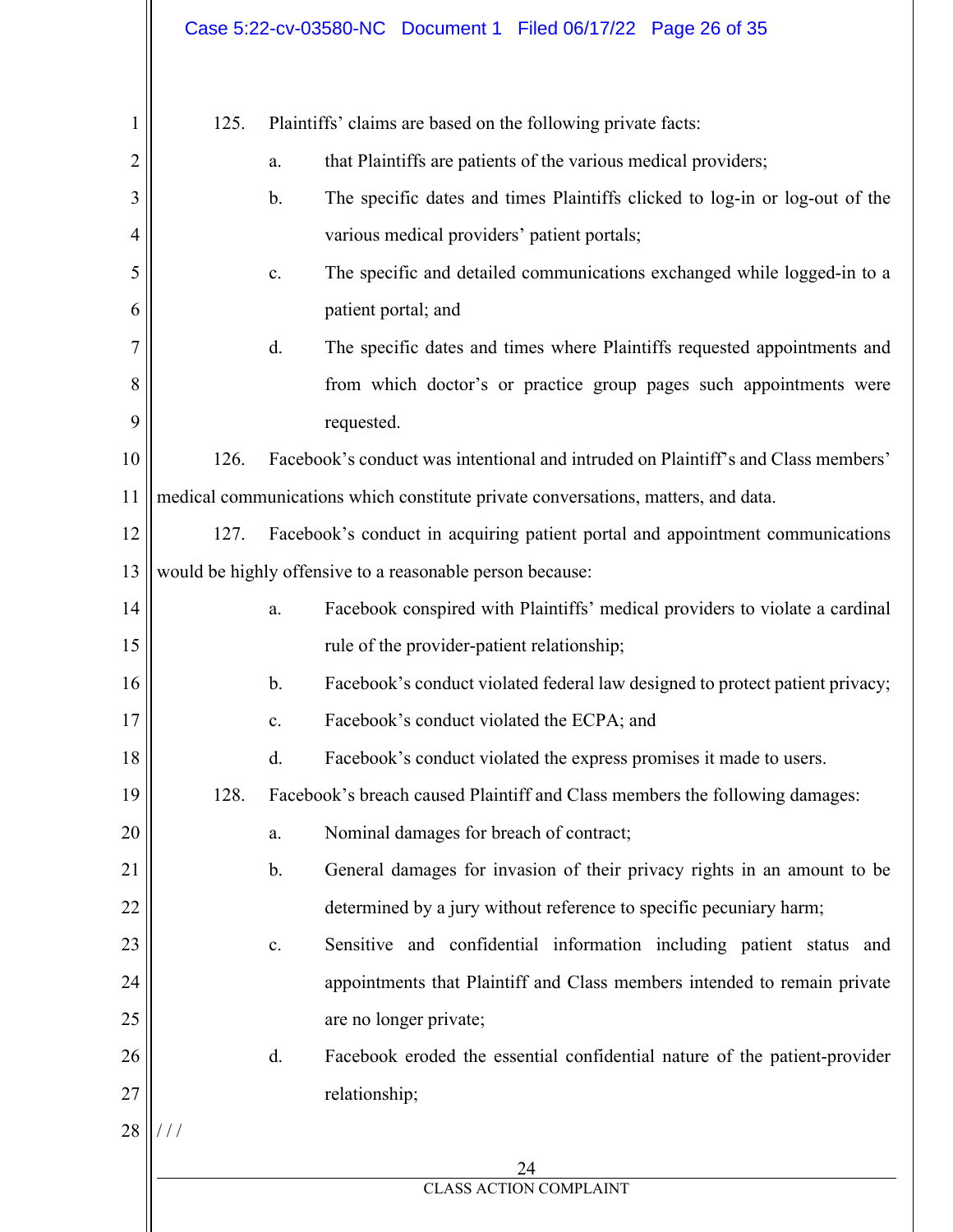125. Plaintiffs' claims are based on the following private facts:

a. that Plaintiffs are patients of the various medical providers;

b. The specific dates and times Plaintiffs clicked to log-in or log-out of the various medical providers' patient portals;

c. The specific and detailed communications exchanged while logged-in to a patient portal; and

d. The specific dates and times where Plaintiffs requested appointments and from which doctor's or practice group pages such appointments were requested.

126. Facebook's conduct was intentional and intruded on Plaintiff's and Class members' medical communications which constitute private conversations, matters, and data.

127. Facebook's conduct in acquiring patient portal and appointment communications would be highly offensive to a reasonable person because:

a. Facebook conspired with Plaintiffs' medical providers to violate a cardinal rule of the provider-patient relationship;

b. Facebook's conduct violated federal law designed to protect patient privacy;

c. Facebook's conduct violated the ECPA; and

d. Facebook's conduct violated the express promises it made to users.

128. Facebook's breach caused Plaintiff and Class members the following damages:

a. Nominal damages for breach of contract;

b. General damages for invasion of their privacy rights in an amount to be determined by a jury without reference to specific pecuniary harm;

c. Sensitive and confidential information including patient status and appointments that Plaintiff and Class members intended to remain private are no longer private;

d. Facebook eroded the essential confidential nature of the patient-provider relationship;

/ / /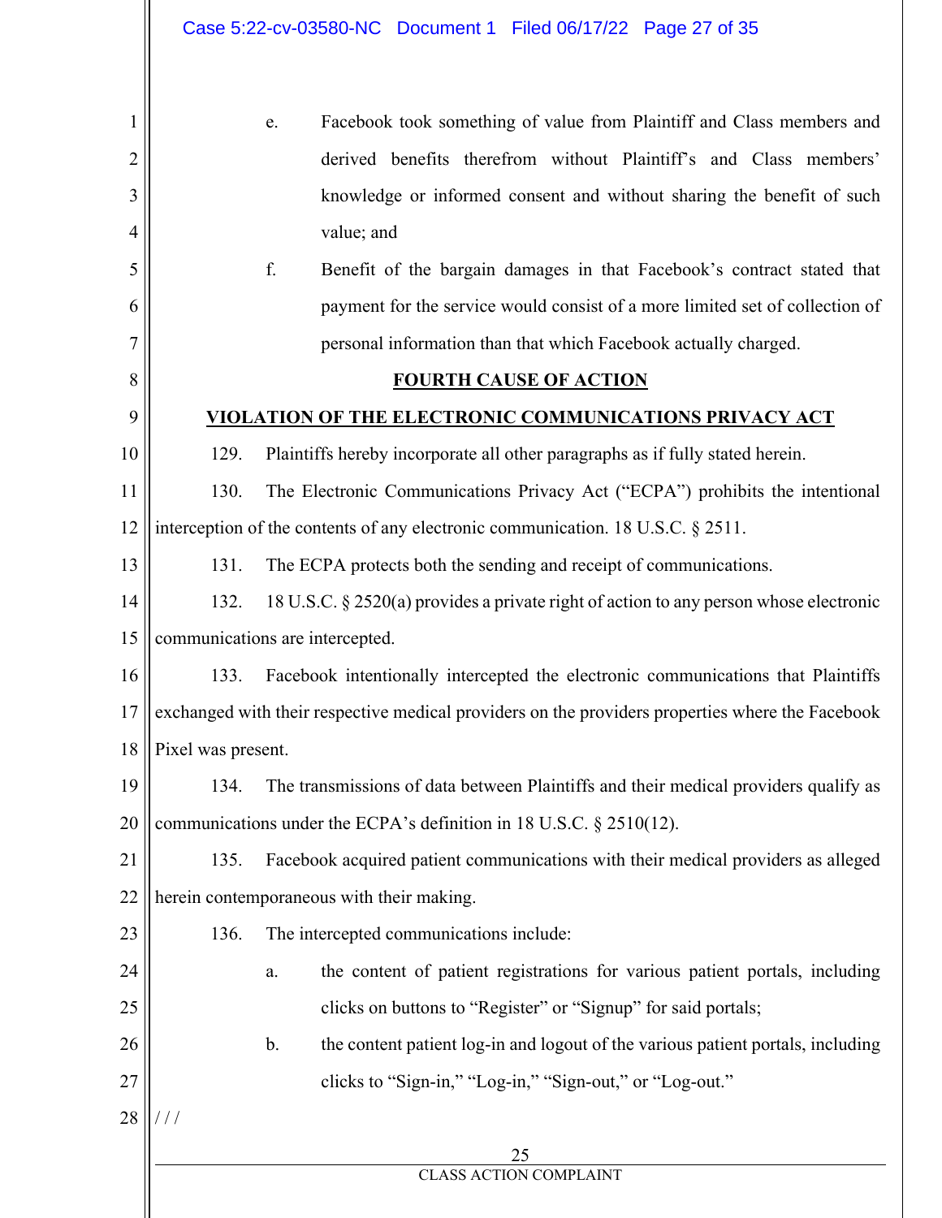e. Facebook took something of value from Plaintiff and Class members and derived benefits therefrom without Plaintiff's and Class members' knowledge or informed consent and without sharing the benefit of such value; and

f. Benefit of the bargain damages in that Facebook's contract stated that payment for the service would consist of a more limited set of collection of personal information than that which Facebook actually charged.

## FOURTH CAUSE OF ACTION

## VIOLATION OF THE ELECTRONIC COMMUNICATIONS PRIVACY ACT

129. Plaintiffs hereby incorporate all other paragraphs as if fully stated herein.

130. The Electronic Communications Privacy Act ("ECPA") prohibits the intentional interception of the contents of any electronic communication. 18 U.S.C. § 2511.

131. The ECPA protects both the sending and receipt of communications.

132. 18 U.S.C. § 2520(a) provides a private right of action to any person whose electronic communications are intercepted.

133. Facebook intentionally intercepted the electronic communications that Plaintiffs exchanged with their respective medical providers on the providers properties where the Facebook Pixel was present.

134. The transmissions of data between Plaintiffs and their medical providers qualify as communications under the ECPA's definition in 18 U.S.C. § 2510(12).

135. Facebook acquired patient communications with their medical providers as alleged herein contemporaneous with their making.

136. The intercepted communications include:

a. the content of patient registrations for various patient portals, including clicks on buttons to "Register" or "Signup" for said portals;

b. the content patient log-in and logout of the various patient portals, including clicks to "Sign-in," "Log-in," "Sign-out," or "Log-out."

/ / /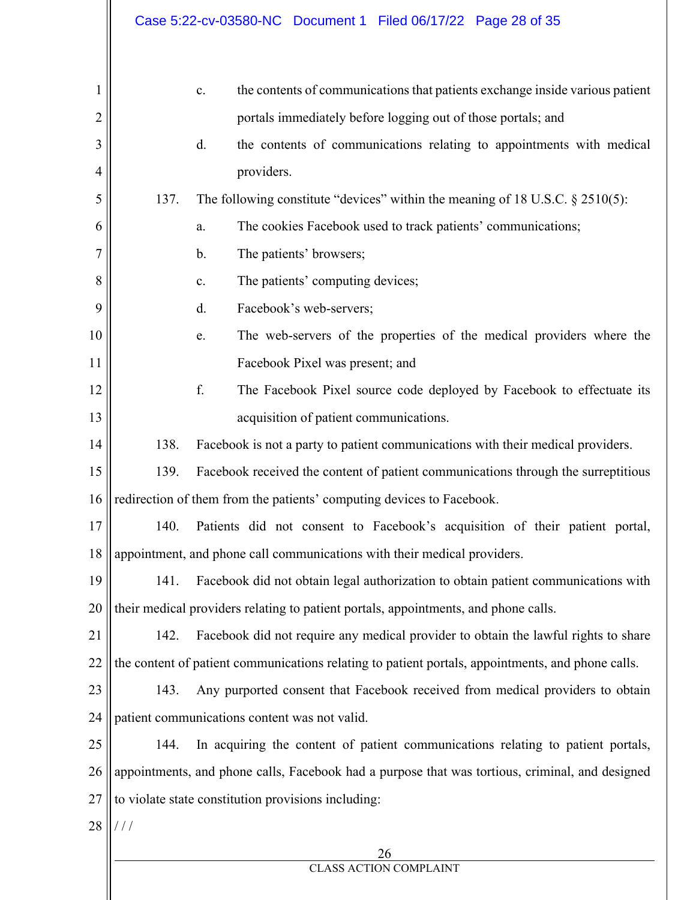c. the contents of communications that patients exchange inside various patient portals immediately before logging out of those portals; and

d. the contents of communications relating to appointments with medical providers.

137. The following constitute "devices" within the meaning of 18 U.S.C. § 2510(5):

a. The cookies Facebook used to track patients' communications;

b. The patients' browsers;

c. The patients' computing devices;

d. Facebook's web-servers;

e. The web-servers of the properties of the medical providers where the Facebook Pixel was present; and

f. The Facebook Pixel source code deployed by Facebook to effectuate its acquisition of patient communications.

138. Facebook is not a party to patient communications with their medical providers.

139. Facebook received the content of patient communications through the surreptitious redirection of them from the patients' computing devices to Facebook.

140. Patients did not consent to Facebook's acquisition of their patient portal, appointment, and phone call communications with their medical providers.

141. Facebook did not obtain legal authorization to obtain patient communications with their medical providers relating to patient portals, appointments, and phone calls.

142. Facebook did not require any medical provider to obtain the lawful rights to share the content of patient communications relating to patient portals, appointments, and phone calls.

143. Any purported consent that Facebook received from medical providers to obtain patient communications content was not valid.

144. In acquiring the content of patient communications relating to patient portals, appointments, and phone calls, Facebook had a purpose that was tortious, criminal, and designed to violate state constitution provisions including:

/ / /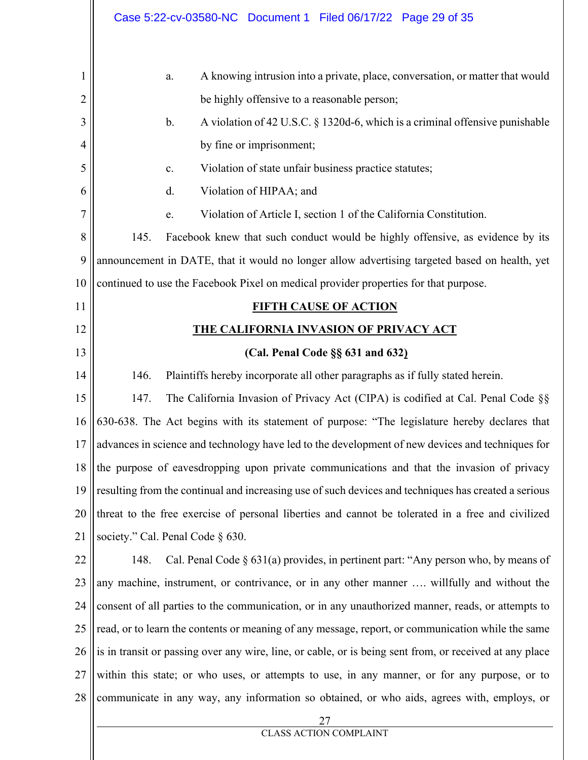a. A knowing intrusion into a private, place, conversation, or matter that would be highly offensive to a reasonable person;

b. A violation of 42 U.S.C. § 1320d-6, which is a criminal offensive punishable by fine or imprisonment;

c. Violation of state unfair business practice statutes;

d. Violation of HIPAA; and

e. Violation of Article I, section 1 of the California Constitution.

145. Facebook knew that such conduct would be highly offensive, as evidence by its announcement in DATE, that it would no longer allow advertising targeted based on health, yet continued to use the Facebook Pixel on medical provider properties for that purpose.

**FIFTH CAUSE OF ACTION**

**THE CALIFORNIA INVASION OF PRIVACY ACT**

**(Cal. Penal Code §§ 631 and 632)**

146. Plaintiffs hereby incorporate all other paragraphs as if fully stated herein.

147. The California Invasion of Privacy Act (CIPA) is codified at Cal. Penal Code §§ 630-638. The Act begins with its statement of purpose: "The legislature hereby declares that advances in science and technology have led to the development of new devices and techniques for the purpose of eavesdropping upon private communications and that the invasion of privacy resulting from the continual and increasing use of such devices and techniques has created a serious threat to the free exercise of personal liberties and cannot be tolerated in a free and civilized society." Cal. Penal Code § 630.

148. Cal. Penal Code § 631(a) provides, in pertinent part: "Any person who, by means of any machine, instrument, or contrivance, or in any other manner …. willfully and without the consent of all parties to the communication, or in any unauthorized manner, reads, or attempts to read, or to learn the contents or meaning of any message, report, or communication while the same is in transit or passing over any wire, line, or cable, or is being sent from, or received at any place within this state; or who uses, or attempts to use, in any manner, or for any purpose, or to communicate in any way, any information so obtained, or who aids, agrees with, employs, or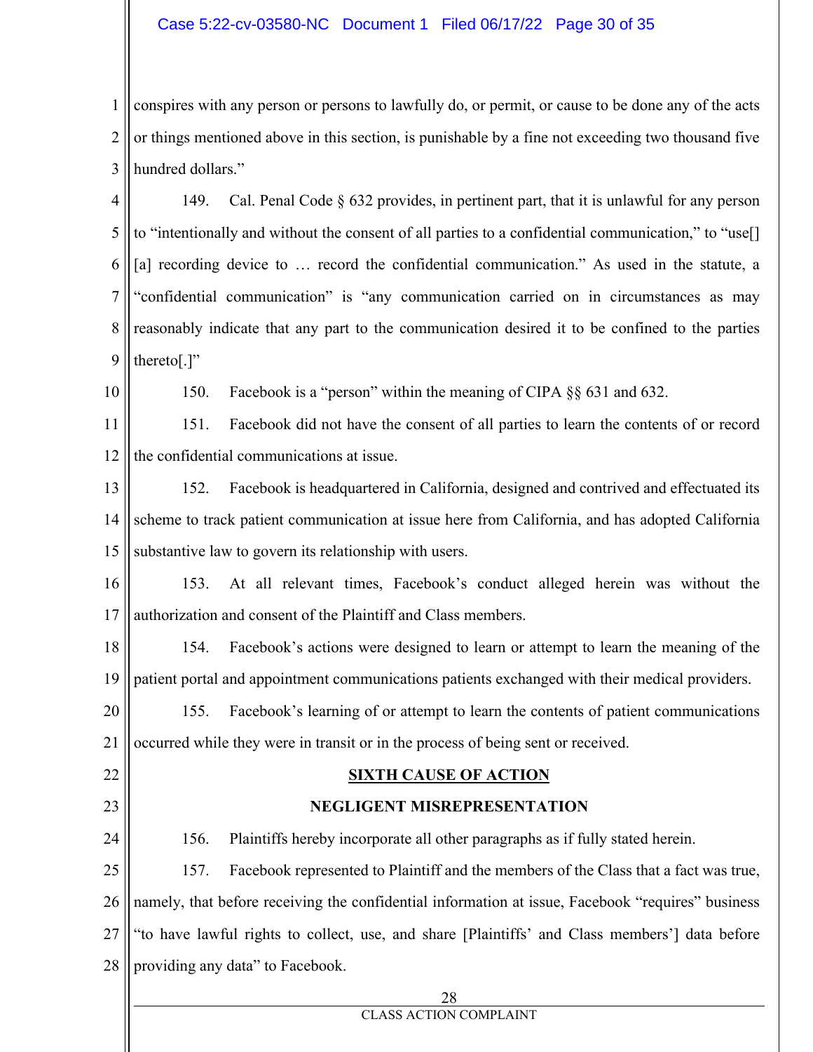conspires with any person or persons to lawfully do, or permit, or cause to be done any of the acts or things mentioned above in this section, is punishable by a fine not exceeding two thousand five hundred dollars."

149. Cal. Penal Code § 632 provides, in pertinent part, that it is unlawful for any person to "intentionally and without the consent of all parties to a confidential communication," to "use[] [a] recording device to … record the confidential communication." As used in the statute, a "confidential communication" is "any communication carried on in circumstances as may reasonably indicate that any part to the communication desired it to be confined to the parties thereto[.]"

150. Facebook is a "person" within the meaning of CIPA §§ 631 and 632.

151. Facebook did not have the consent of all parties to learn the contents of or record the confidential communications at issue.

152. Facebook is headquartered in California, designed and contrived and effectuated its scheme to track patient communication at issue here from California, and has adopted California substantive law to govern its relationship with users.

153. At all relevant times, Facebook's conduct alleged herein was without the authorization and consent of the Plaintiff and Class members.

154. Facebook's actions were designed to learn or attempt to learn the meaning of the patient portal and appointment communications patients exchanged with their medical providers.

155. Facebook's learning of or attempt to learn the contents of patient communications occurred while they were in transit or in the process of being sent or received.

## SIXTH CAUSE OF ACTION

## NEGLIGENT MISREPRESENTATION

156. Plaintiffs hereby incorporate all other paragraphs as if fully stated herein.

157. Facebook represented to Plaintiff and the members of the Class that a fact was true, namely, that before receiving the confidential information at issue, Facebook "requires" business "to have lawful rights to collect, use, and share [Plaintiffs' and Class members'] data before providing any data" to Facebook.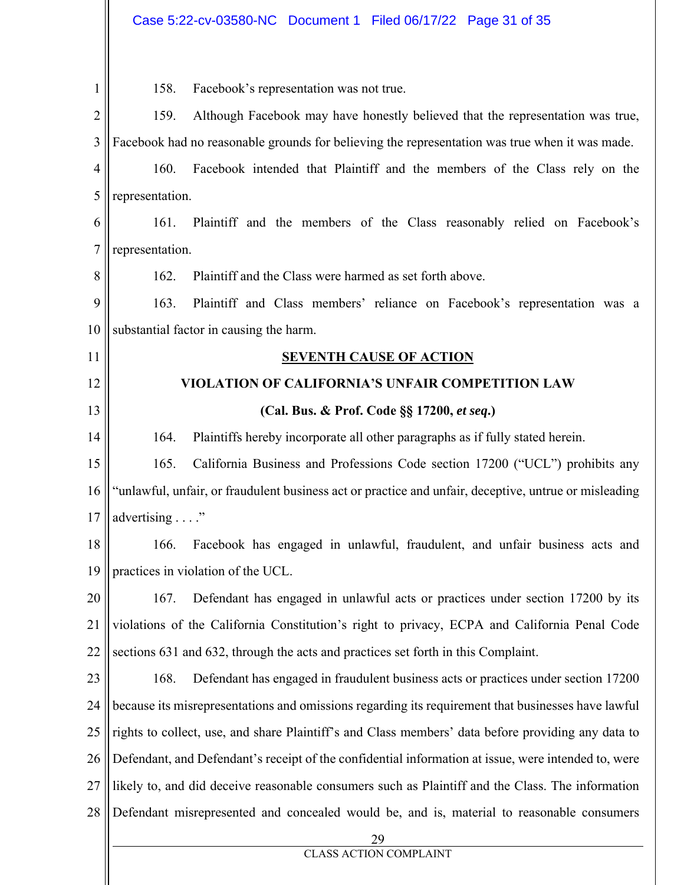158. Facebook's representation was not true.

159. Although Facebook may have honestly believed that the representation was true, Facebook had no reasonable grounds for believing the representation was true when it was made.

160. Facebook intended that Plaintiff and the members of the Class rely on the representation.

161. Plaintiff and the members of the Class reasonably relied on Facebook's representation.

162. Plaintiff and the Class were harmed as set forth above.

163. Plaintiff and Class members' reliance on Facebook's representation was a substantial factor in causing the harm.

**SEVENTH CAUSE OF ACTION**

**VIOLATION OF CALIFORNIA'S UNFAIR COMPETITION LAW**

**(Cal. Bus. & Prof. Code §§ 17200, *et seq.*)**

164. Plaintiffs hereby incorporate all other paragraphs as if fully stated herein.

165. California Business and Professions Code section 17200 ("UCL") prohibits any "unlawful, unfair, or fraudulent business act or practice and unfair, deceptive, untrue or misleading advertising . . . ."

166. Facebook has engaged in unlawful, fraudulent, and unfair business acts and practices in violation of the UCL.

167. Defendant has engaged in unlawful acts or practices under section 17200 by its violations of the California Constitution's right to privacy, ECPA and California Penal Code sections 631 and 632, through the acts and practices set forth in this Complaint.

168. Defendant has engaged in fraudulent business acts or practices under section 17200 because its misrepresentations and omissions regarding its requirement that businesses have lawful rights to collect, use, and share Plaintiff's and Class members' data before providing any data to Defendant, and Defendant's receipt of the confidential information at issue, were intended to, were likely to, and did deceive reasonable consumers such as Plaintiff and the Class. The information Defendant misrepresented and concealed would be, and is, material to reasonable consumers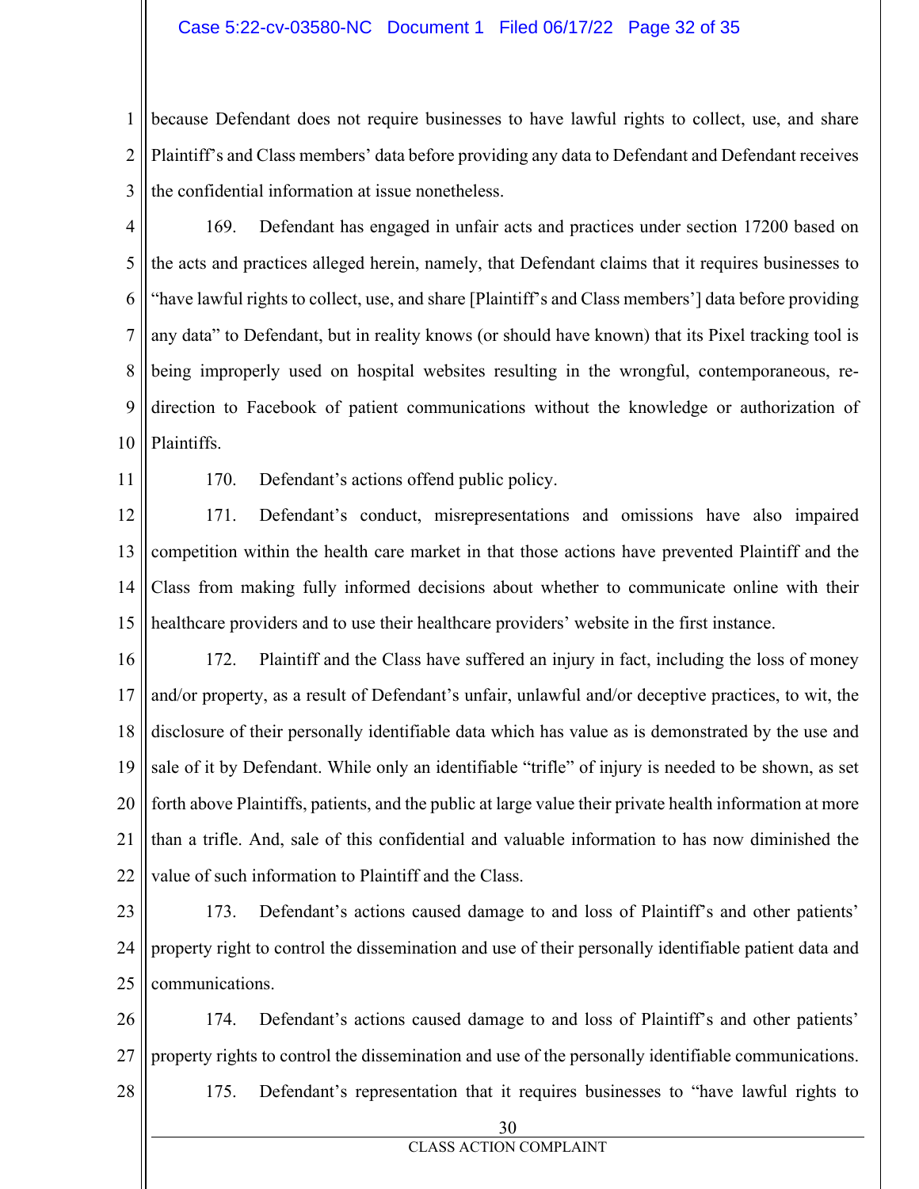because Defendant does not require businesses to have lawful rights to collect, use, and share Plaintiff's and Class members' data before providing any data to Defendant and Defendant receives the confidential information at issue nonetheless.

169. Defendant has engaged in unfair acts and practices under section 17200 based on the acts and practices alleged herein, namely, that Defendant claims that it requires businesses to "have lawful rights to collect, use, and share [Plaintiff's and Class members'] data before providing any data" to Defendant, but in reality knows (or should have known) that its Pixel tracking tool is being improperly used on hospital websites resulting in the wrongful, contemporaneous, re-direction to Facebook of patient communications without the knowledge or authorization of Plaintiffs.

170. Defendant's actions offend public policy.

171. Defendant's conduct, misrepresentations and omissions have also impaired competition within the health care market in that those actions have prevented Plaintiff and the Class from making fully informed decisions about whether to communicate online with their healthcare providers and to use their healthcare providers' website in the first instance.

172. Plaintiff and the Class have suffered an injury in fact, including the loss of money and/or property, as a result of Defendant's unfair, unlawful and/or deceptive practices, to wit, the disclosure of their personally identifiable data which has value as is demonstrated by the use and sale of it by Defendant. While only an identifiable "trifle" of injury is needed to be shown, as set forth above Plaintiffs, patients, and the public at large value their private health information at more than a trifle. And, sale of this confidential and valuable information to has now diminished the value of such information to Plaintiff and the Class.

173. Defendant's actions caused damage to and loss of Plaintiff's and other patients' property right to control the dissemination and use of their personally identifiable patient data and communications.

174. Defendant's actions caused damage to and loss of Plaintiff's and other patients' property rights to control the dissemination and use of the personally identifiable communications.

175. Defendant's representation that it requires businesses to "have lawful rights to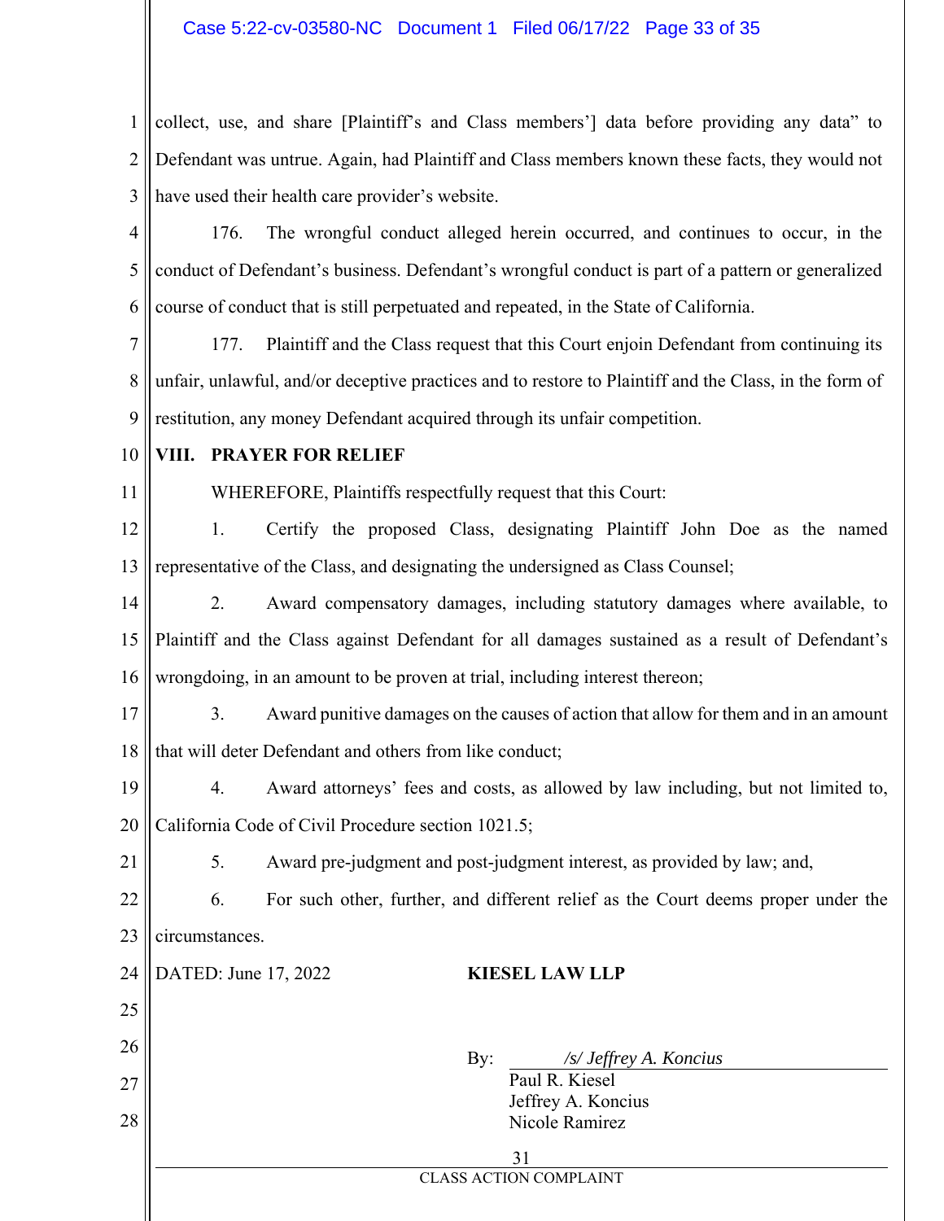collect, use, and share [Plaintiff's and Class members'] data before providing any data" to Defendant was untrue. Again, had Plaintiff and Class members known these facts, they would not have used their health care provider's website.

176. The wrongful conduct alleged herein occurred, and continues to occur, in the conduct of Defendant's business. Defendant's wrongful conduct is part of a pattern or generalized course of conduct that is still perpetuated and repeated, in the State of California.

177. Plaintiff and the Class request that this Court enjoin Defendant from continuing its unfair, unlawful, and/or deceptive practices and to restore to Plaintiff and the Class, in the form of restitution, any money Defendant acquired through its unfair competition.

## VIII. PRAYER FOR RELIEF

WHEREFORE, Plaintiffs respectfully request that this Court:

1. Certify the proposed Class, designating Plaintiff John Doe as the named representative of the Class, and designating the undersigned as Class Counsel;

2. Award compensatory damages, including statutory damages where available, to Plaintiff and the Class against Defendant for all damages sustained as a result of Defendant's wrongdoing, in an amount to be proven at trial, including interest thereon;

3. Award punitive damages on the causes of action that allow for them and in an amount that will deter Defendant and others from like conduct;

4. Award attorneys' fees and costs, as allowed by law including, but not limited to, California Code of Civil Procedure section 1021.5;

5. Award pre-judgment and post-judgment interest, as provided by law; and,

6. For such other, further, and different relief as the Court deems proper under the circumstances.

DATED: June 17, 2022

**KIESEL LAW LLP**

By: */s/ Jeffrey A. Koncius*
Paul R. Kiesel
Jeffrey A. Koncius
Nicole Ramirez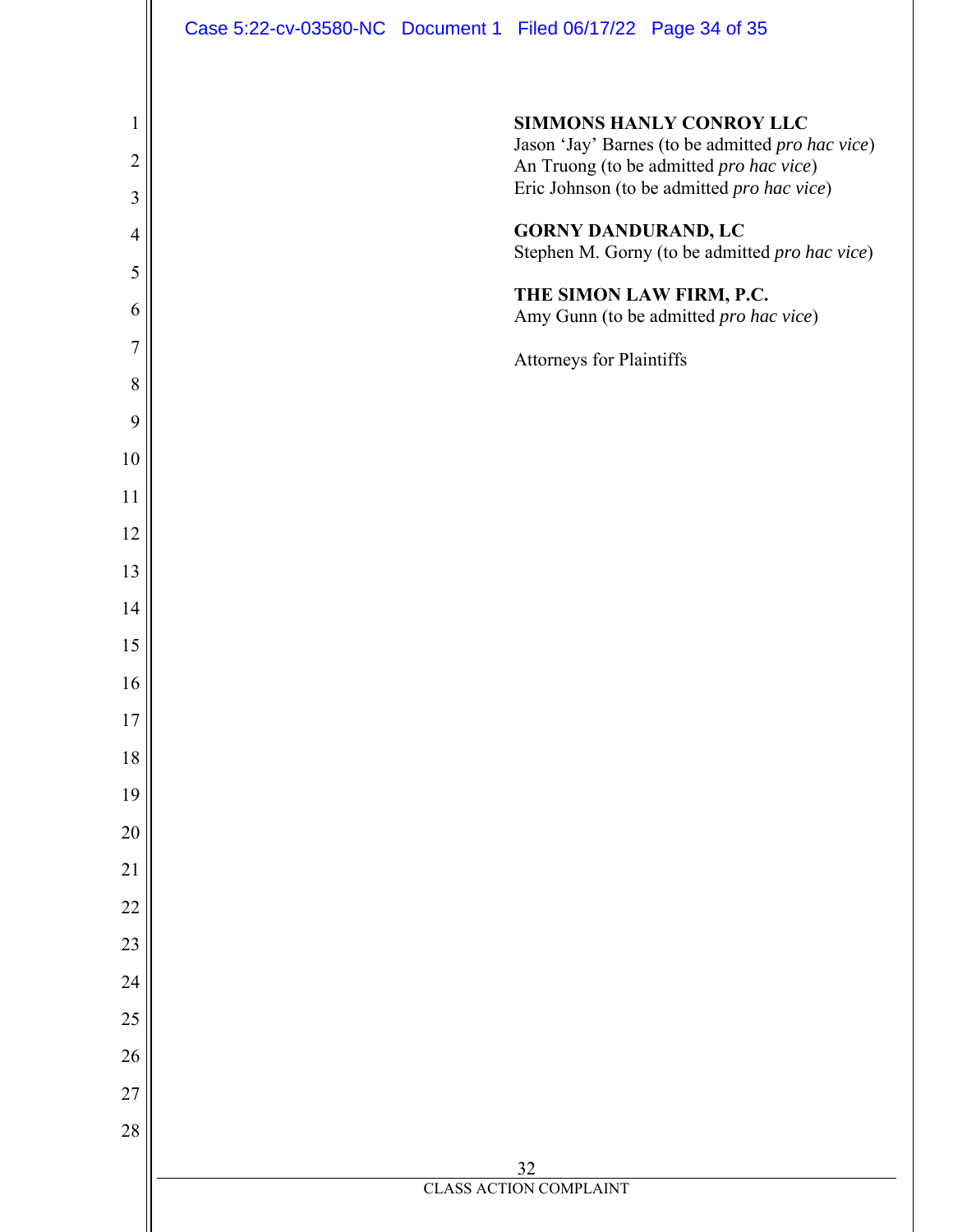**SIMMONS HANLY CONROY LLC**
Jason 'Jay' Barnes (to be admitted *pro hac vice*)
An Truong (to be admitted *pro hac vice*)
Eric Johnson (to be admitted *pro hac vice*)

**GORNY DANDURAND, LC**
Stephen M. Gorny (to be admitted *pro hac vice*)

**THE SIMON LAW FIRM, P.C.**
Amy Gunn (to be admitted *pro hac vice*)

Attorneys for Plaintiffs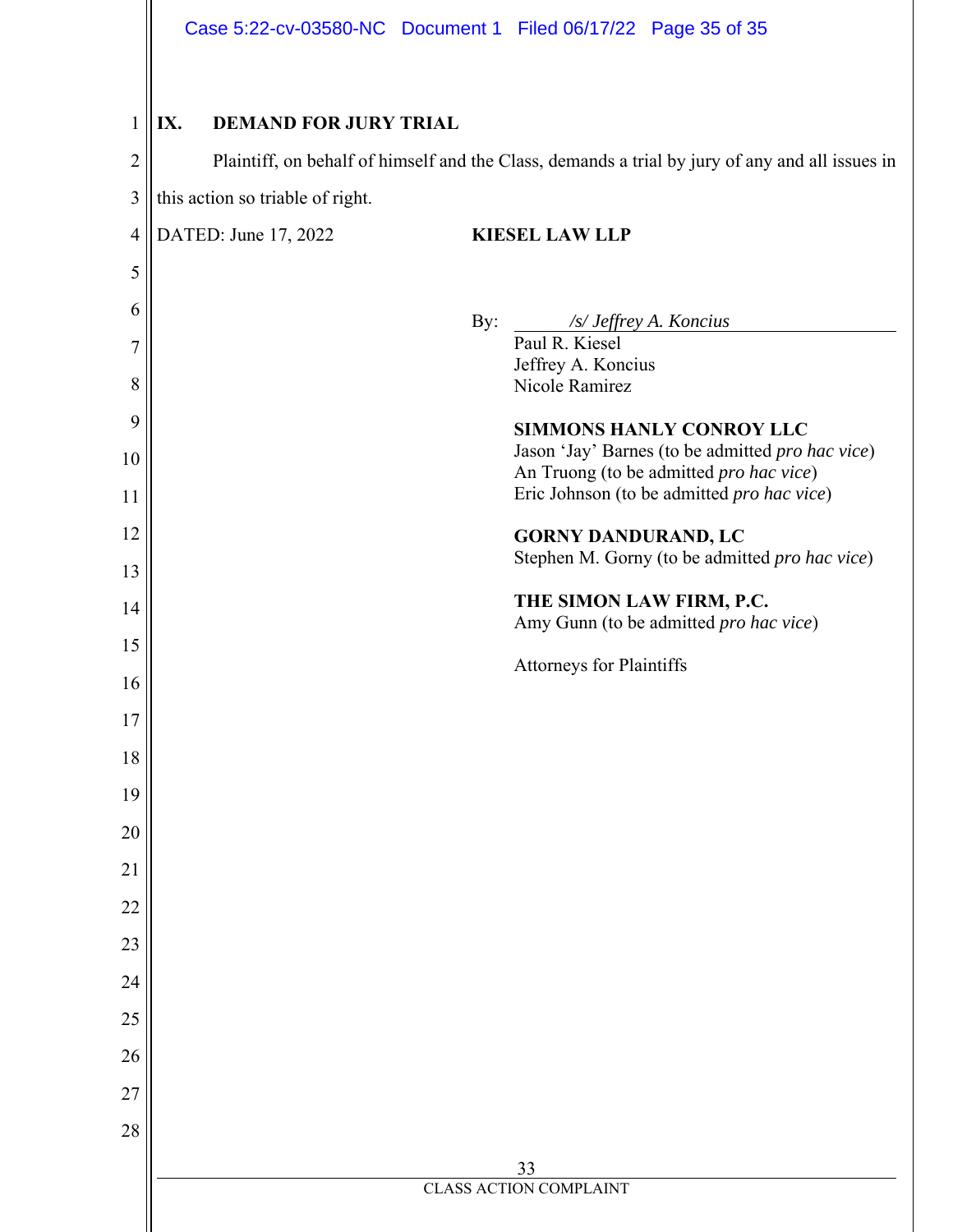## IX. DEMAND FOR JURY TRIAL

Plaintiff, on behalf of himself and the Class, demands a trial by jury of any and all issues in this action so triable of right.

DATED: June 17, 2022

**KIESEL LAW LLP**

By: */s/ Jeffrey A. Koncius*

Paul R. Kiesel
Jeffrey A. Koncius
Nicole Ramirez

**SIMMONS HANLY CONROY LLC**
Jason 'Jay' Barnes (to be admitted *pro hac vice*)
An Truong (to be admitted *pro hac vice*)
Eric Johnson (to be admitted *pro hac vice*)

**GORNY DANDURAND, LC**
Stephen M. Gorny (to be admitted *pro hac vice*)

**THE SIMON LAW FIRM, P.C.**
Amy Gunn (to be admitted *pro hac vice*)

Attorneys for Plaintiffs